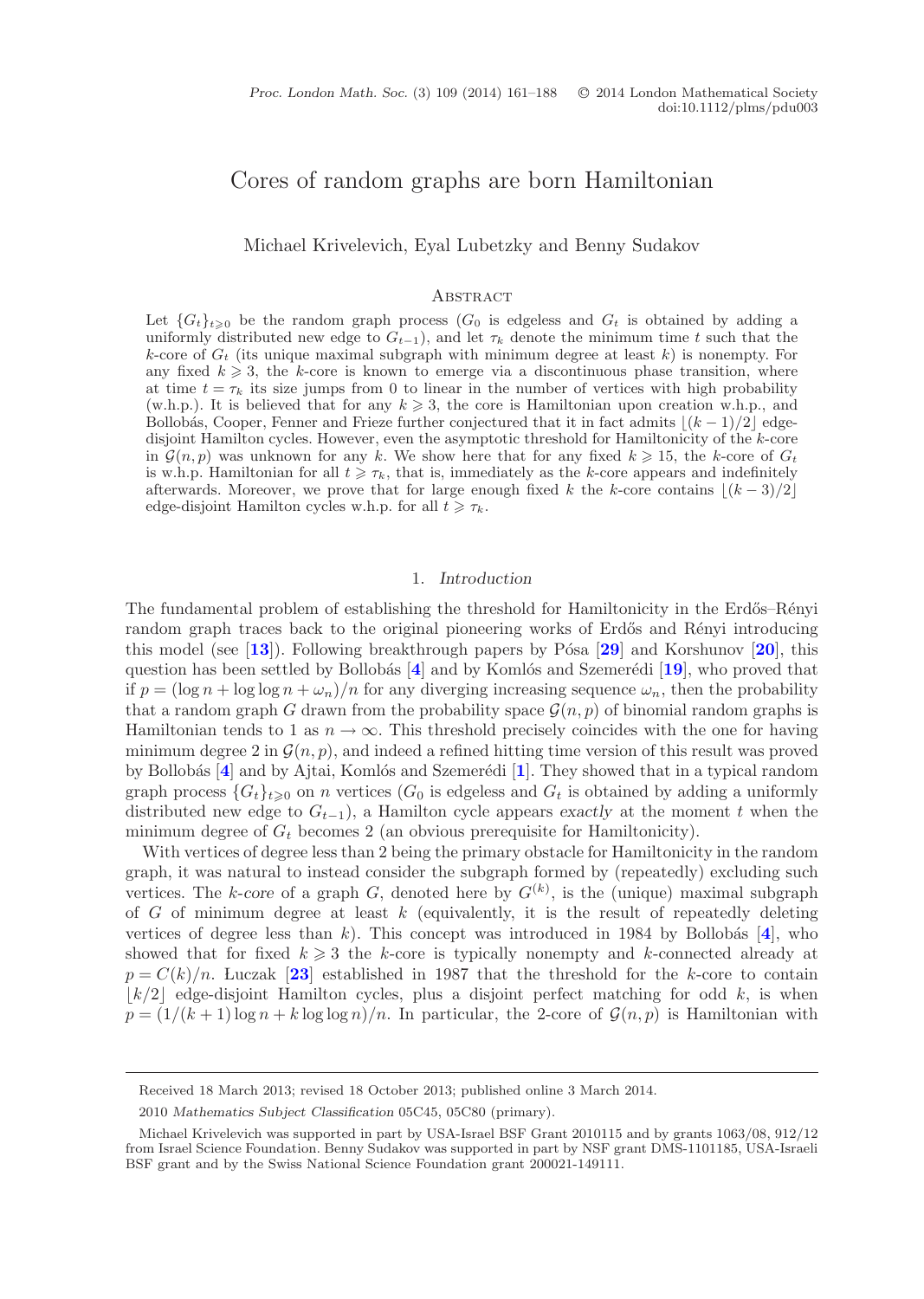# Cores of random graphs are born Hamiltonian

Michael Krivelevich, Eyal Lubetzky and Benny Sudakov

## Abstract

Let $\{G_t\}_{t\geqslant 0}$ be the random graph process ($G_0$ is edgeless and $G_t$ is obtained by adding a uniformly distributed new edge to $G_{t-1}$), and let $\tau_k$ denote the minimum time $t$ such that the $k$-core of $G_t$ (its unique maximal subgraph with minimum degree at least $k$) is nonempty. For any fixed $k \geqslant 3$, the $k$-core is known to emerge via a discontinuous phase transition, where at time $t = \tau_k$ its size jumps from 0 to linear in the number of vertices with high probability (w.h.p.). It is believed that for any $k \geqslant 3$, the core is Hamiltonian upon creation w.h.p., and Bollobás, Cooper, Fenner and Frieze further conjectured that it in fact admits $\lfloor (k-1)/2 \rfloor$ edge-disjoint Hamilton cycles. However, even the asymptotic threshold for Hamiltonicity of the $k$-core in $\mathcal{G}(n,p)$ was unknown for any $k$. We show here that for any fixed $k \geqslant 15$, the $k$-core of $G_t$ is w.h.p. Hamiltonian for all $t \geqslant \tau_k$, that is, immediately as the $k$-core appears and indefinitely afterwards. Moreover, we prove that for large enough fixed $k$ the $k$-core contains $\lfloor (k-3)/2 \rfloor$ edge-disjoint Hamilton cycles w.h.p. for all $t \geqslant \tau_k$.

## 1. *Introduction*

The fundamental problem of establishing the threshold for Hamiltonicity in the Erdős–Rényi random graph traces back to the original pioneering works of Erdős and Rényi introducing this model (see [13]). Following breakthrough papers by Pósa [29] and Korshunov [20], this question has been settled by Bollobás [4] and by Komlós and Szemerédi [19], who proved that if $p = (\log n + \log\log n + \omega_n)/n$ for any diverging increasing sequence $\omega_n$, then the probability that a random graph $G$ drawn from the probability space $\mathcal{G}(n,p)$ of binomial random graphs is Hamiltonian tends to 1 as $n \to \infty$. This threshold precisely coincides with the one for having minimum degree 2 in $\mathcal{G}(n,p)$, and indeed a refined hitting time version of this result was proved by Bollobás [4] and by Ajtai, Komlós and Szemerédi [1]. They showed that in a typical random graph process $\{G_t\}_{t\geqslant 0}$ on $n$ vertices ($G_0$ is edgeless and $G_t$ is obtained by adding a uniformly distributed new edge to $G_{t-1}$), a Hamilton cycle appears *exactly* at the moment $t$ when the minimum degree of $G_t$ becomes 2 (an obvious prerequisite for Hamiltonicity).

With vertices of degree less than 2 being the primary obstacle for Hamiltonicity in the random graph, it was natural to instead consider the subgraph formed by (repeatedly) excluding such vertices. The *k-core* of a graph $G$, denoted here by $G^{(k)}$, is the (unique) maximal subgraph of $G$ of minimum degree at least $k$ (equivalently, it is the result of repeatedly deleting vertices of degree less than $k$). This concept was introduced in 1984 by Bollobás [4], who showed that for fixed $k \geqslant 3$ the $k$-core is typically nonempty and $k$-connected already at $p = C(k)/n$. Łuczak [23] established in 1987 that the threshold for the $k$-core to contain $\lfloor k/2 \rfloor$ edge-disjoint Hamilton cycles, plus a disjoint perfect matching for odd $k$, is when $p = (1/(k+1)\log n + k\log\log n)/n$. In particular, the 2-core of $\mathcal{G}(n,p)$ is Hamiltonian with

Received 18 March 2013; revised 18 October 2013; published online 3 March 2014.

2010 *Mathematics Subject Classification* 05C45, 05C80 (primary).

Michael Krivelevich was supported in part by USA-Israel BSF Grant 2010115 and by grants 1063/08, 912/12 from Israel Science Foundation. Benny Sudakov was supported in part by NSF grant DMS-1101185, USA-Israeli BSF grant and by the Swiss National Science Foundation grant 200021-149111.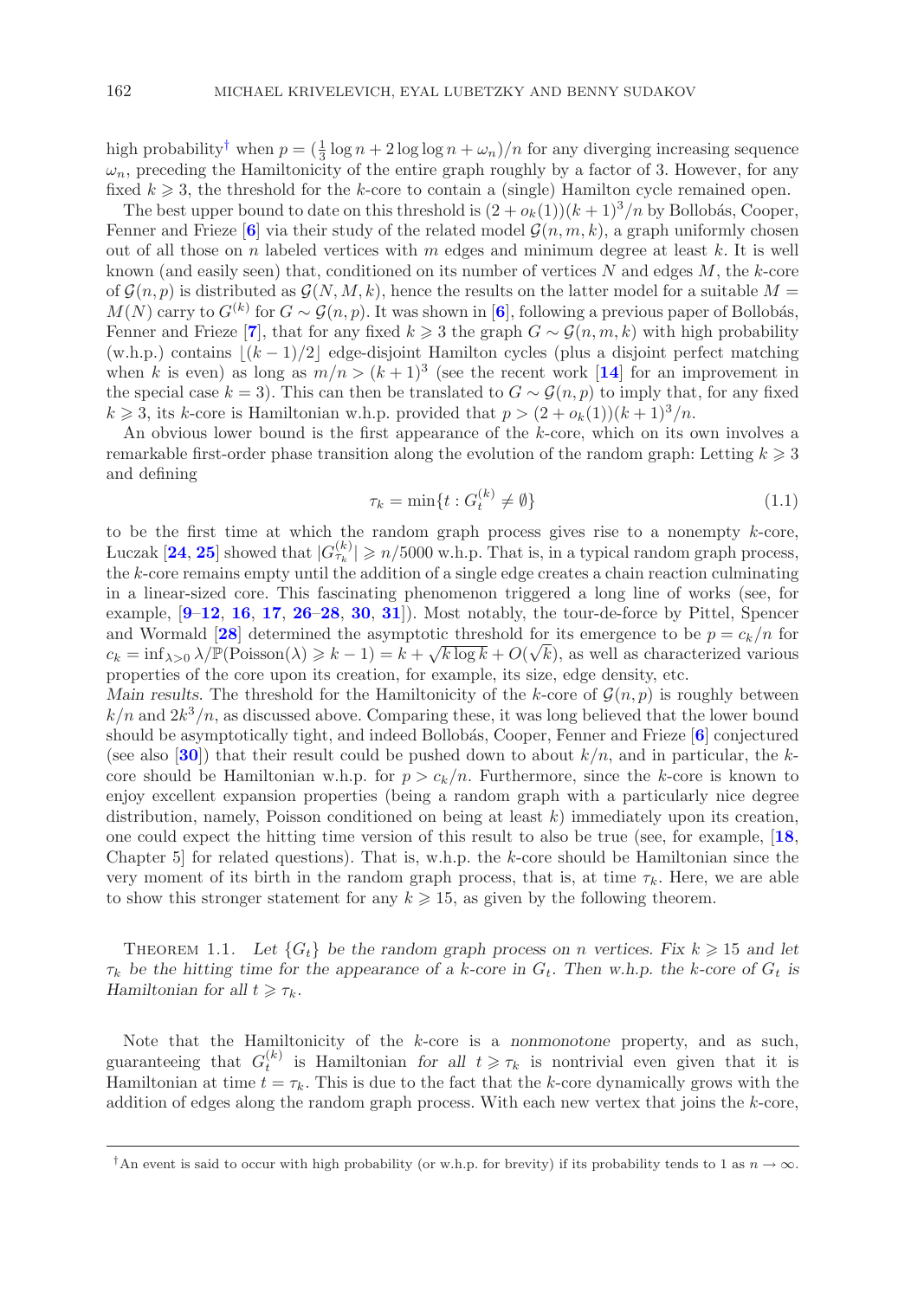high probability[†] when $p = (\frac{1}{3}\log n + 2\log\log n + \omega_n)/n$ for any diverging increasing sequence $\omega_n$, preceding the Hamiltonicity of the entire graph roughly by a factor of 3. However, for any fixed $k \geqslant 3$, the threshold for the $k$-core to contain a (single) Hamilton cycle remained open.

The best upper bound to date on this threshold is $(2 + o_k(1))(k+1)^3/n$ by Bollobás, Cooper, Fenner and Frieze [6] via their study of the related model $\mathcal{G}(n, m, k)$, a graph uniformly chosen out of all those on $n$ labeled vertices with $m$ edges and minimum degree at least $k$. It is well known (and easily seen) that, conditioned on its number of vertices $N$ and edges $M$, the $k$-core of $\mathcal{G}(n, p)$ is distributed as $\mathcal{G}(N, M, k)$, hence the results on the latter model for a suitable $M = M(N)$ carry to $G^{(k)}$ for $G \sim \mathcal{G}(n, p)$. It was shown in [6], following a previous paper of Bollobás, Fenner and Frieze [7], that for any fixed $k \geqslant 3$ the graph $G \sim \mathcal{G}(n, m, k)$ with high probability (w.h.p.) contains $\lfloor (k-1)/2 \rfloor$ edge-disjoint Hamilton cycles (plus a disjoint perfect matching when $k$ is even) as long as $m/n > (k+1)^3$ (see the recent work [14] for an improvement in the special case $k = 3$). This can then be translated to $G \sim \mathcal{G}(n, p)$ to imply that, for any fixed $k \geqslant 3$, its $k$-core is Hamiltonian w.h.p. provided that $p > (2 + o_k(1))(k+1)^3/n$.

An obvious lower bound is the first appearance of the $k$-core, which on its own involves a remarkable first-order phase transition along the evolution of the random graph: Letting $k \geqslant 3$ and defining

$$\tau_k = \min\{t : G_t^{(k)} \neq \emptyset\} \tag{1.1}$$

to be the first time at which the random graph process gives rise to a nonempty $k$-core, Luczak [24, 25] showed that $|G_{\tau_k}^{(k)}| \geqslant n/5000$ w.h.p. That is, in a typical random graph process, the $k$-core remains empty until the addition of a single edge creates a chain reaction culminating in a linear-sized core. This fascinating phenomenon triggered a long line of works (see, for example, [9–12, 16, 17, 26–28, 30, 31]). Most notably, the tour-de-force by Pittel, Spencer and Wormald [28] determined the asymptotic threshold for its emergence to be $p = c_k/n$ for $c_k = \inf_{\lambda > 0} \lambda/\mathbb{P}(\text{Poisson}(\lambda) \geqslant k-1) = k + \sqrt{k \log k} + O(\sqrt{k})$, as well as characterized various properties of the core upon its creation, for example, its size, edge density, etc.

*Main results.* The threshold for the Hamiltonicity of the $k$-core of $\mathcal{G}(n, p)$ is roughly between $k/n$ and $2k^3/n$, as discussed above. Comparing these, it was long believed that the lower bound should be asymptotically tight, and indeed Bollobás, Cooper, Fenner and Frieze [6] conjectured (see also [30]) that their result could be pushed down to about $k/n$, and in particular, the $k$-core should be Hamiltonian w.h.p. for $p > c_k/n$. Furthermore, since the $k$-core is known to enjoy excellent expansion properties (being a random graph with a particularly nice degree distribution, namely, Poisson conditioned on being at least $k$) immediately upon its creation, one could expect the hitting time version of this result to also be true (see, for example, [18, Chapter 5] for related questions). That is, w.h.p. the $k$-core should be Hamiltonian since the very moment of its birth in the random graph process, that is, at time $\tau_k$. Here, we are able to show this stronger statement for any $k \geqslant 15$, as given by the following theorem.

THEOREM 1.1. *Let $\{G_t\}$ be the random graph process on $n$ vertices. Fix $k \geqslant 15$ and let $\tau_k$ be the hitting time for the appearance of a $k$-core in $G_t$. Then w.h.p. the $k$-core of $G_t$ is Hamiltonian for all $t \geqslant \tau_k$.*

Note that the Hamiltonicity of the $k$-core is a *nonmonotone* property, and as such, guaranteeing that $G_t^{(k)}$ is Hamiltonian *for all* $t \geqslant \tau_k$ is nontrivial even given that it is Hamiltonian at time $t = \tau_k$. This is due to the fact that the $k$-core dynamically grows with the addition of edges along the random graph process. With each new vertex that joins the $k$-core,

[†] An event is said to occur with high probability (or w.h.p. for brevity) if its probability tends to 1 as $n \to \infty$.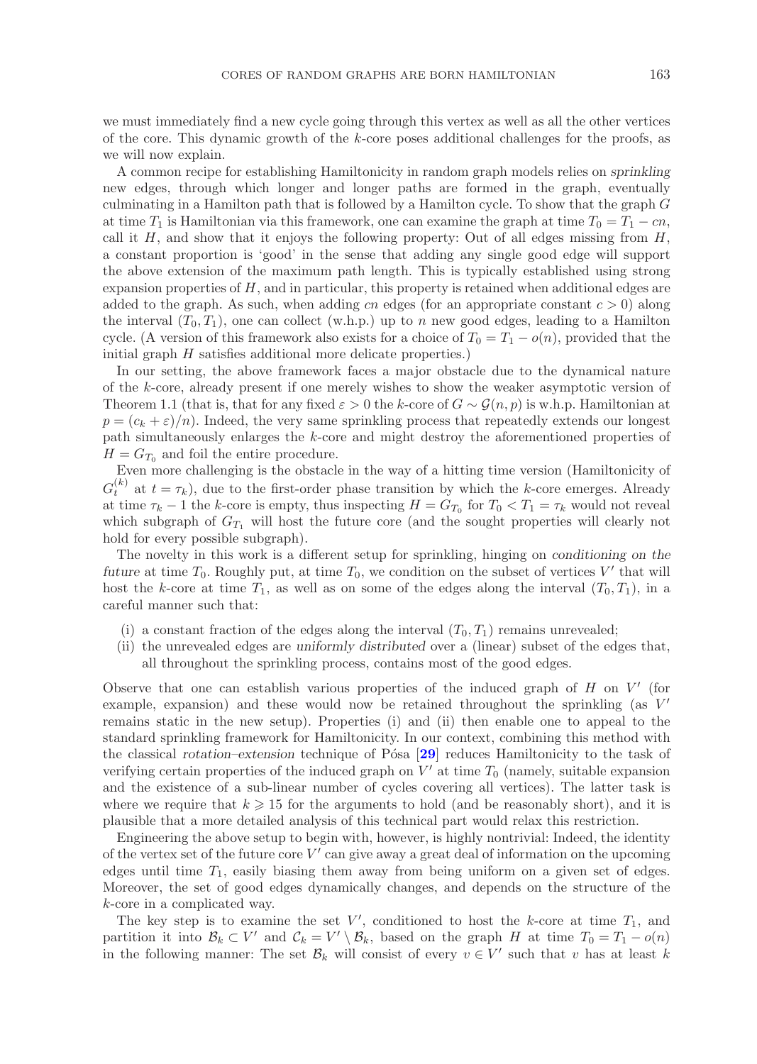we must immediately find a new cycle going through this vertex as well as all the other vertices of the core. This dynamic growth of the $k$-core poses additional challenges for the proofs, as we will now explain.

A common recipe for establishing Hamiltonicity in random graph models relies on *sprinkling* new edges, through which longer and longer paths are formed in the graph, eventually culminating in a Hamilton path that is followed by a Hamilton cycle. To show that the graph $G$ at time $T_1$ is Hamiltonian via this framework, one can examine the graph at time $T_0 = T_1 - cn$, call it $H$, and show that it enjoys the following property: Out of all edges missing from $H$, a constant proportion is 'good' in the sense that adding any single good edge will support the above extension of the maximum path length. This is typically established using strong expansion properties of $H$, and in particular, this property is retained when additional edges are added to the graph. As such, when adding $cn$ edges (for an appropriate constant $c > 0$) along the interval $(T_0, T_1)$, one can collect (w.h.p.) up to $n$ new good edges, leading to a Hamilton cycle. (A version of this framework also exists for a choice of $T_0 = T_1 - o(n)$, provided that the initial graph $H$ satisfies additional more delicate properties.)

In our setting, the above framework faces a major obstacle due to the dynamical nature of the $k$-core, already present if one merely wishes to show the weaker asymptotic version of Theorem 1.1 (that is, that for any fixed $\varepsilon > 0$ the $k$-core of $G \sim \mathcal{G}(n, p)$ is w.h.p. Hamiltonian at $p = (c_k + \varepsilon)/n$). Indeed, the very same sprinkling process that repeatedly extends our longest path simultaneously enlarges the $k$-core and might destroy the aforementioned properties of $H = G_{T_0}$ and foil the entire procedure.

Even more challenging is the obstacle in the way of a hitting time version (Hamiltonicity of $G_t^{(k)}$ at $t = \tau_k$), due to the first-order phase transition by which the $k$-core emerges. Already at time $\tau_k - 1$ the $k$-core is empty, thus inspecting $H = G_{T_0}$ for $T_0 < T_1 = \tau_k$ would not reveal which subgraph of $G_{T_1}$ will host the future core (and the sought properties will clearly not hold for every possible subgraph).

The novelty in this work is a different setup for sprinkling, hinging on *conditioning on the future* at time $T_0$. Roughly put, at time $T_0$, we condition on the subset of vertices $V'$ that will host the $k$-core at time $T_1$, as well as on some of the edges along the interval $(T_0, T_1)$, in a careful manner such that:

(i) a constant fraction of the edges along the interval $(T_0, T_1)$ remains unrevealed;
(ii) the unrevealed edges are *uniformly distributed* over a (linear) subset of the edges that, all throughout the sprinkling process, contains most of the good edges.

Observe that one can establish various properties of the induced graph of $H$ on $V'$ (for example, expansion) and these would now be retained throughout the sprinkling (as $V'$ remains static in the new setup). Properties (i) and (ii) then enable one to appeal to the standard sprinkling framework for Hamiltonicity. In our context, combining this method with the classical *rotation–extension* technique of Pósa [29] reduces Hamiltonicity to the task of verifying certain properties of the induced graph on $V'$ at time $T_0$ (namely, suitable expansion and the existence of a sub-linear number of cycles covering all vertices). The latter task is where we require that $k \geqslant 15$ for the arguments to hold (and be reasonably short), and it is plausible that a more detailed analysis of this technical part would relax this restriction.

Engineering the above setup to begin with, however, is highly nontrivial: Indeed, the identity of the vertex set of the future core $V'$ can give away a great deal of information on the upcoming edges until time $T_1$, easily biasing them away from being uniform on a given set of edges. Moreover, the set of good edges dynamically changes, and depends on the structure of the $k$-core in a complicated way.

The key step is to examine the set $V'$, conditioned to host the $k$-core at time $T_1$, and partition it into $\mathcal{B}_k \subset V'$ and $\mathcal{C}_k = V' \setminus \mathcal{B}_k$, based on the graph $H$ at time $T_0 = T_1 - o(n)$ in the following manner: The set $\mathcal{B}_k$ will consist of every $v \in V'$ such that $v$ has at least $k$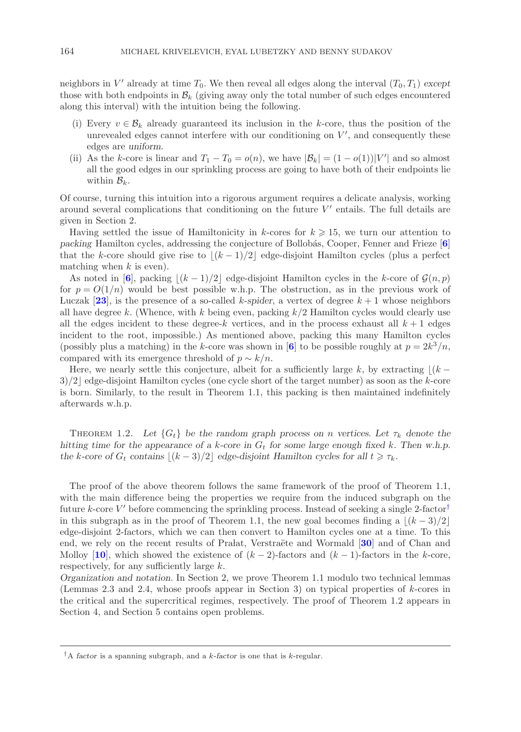neighbors in $V'$ already at time $T_0$. We then reveal all edges along the interval $(T_0, T_1)$ *except* those with both endpoints in $\mathcal{B}_k$ (giving away only the total number of such edges encountered along this interval) with the intuition being the following.

(i) Every $v \in \mathcal{B}_k$ already guaranteed its inclusion in the $k$-core, thus the position of the unrevealed edges cannot interfere with our conditioning on $V'$, and consequently these edges are *uniform*.

(ii) As the $k$-core is linear and $T_1 - T_0 = o(n)$, we have $|\mathcal{B}_k| = (1 - o(1))|V'|$ and so almost all the good edges in our sprinkling process are going to have both of their endpoints lie within $\mathcal{B}_k$.

Of course, turning this intuition into a rigorous argument requires a delicate analysis, working around several complications that conditioning on the future $V'$ entails. The full details are given in Section 2.

Having settled the issue of Hamiltonicity in $k$-cores for $k \geqslant 15$, we turn our attention to *packing* Hamilton cycles, addressing the conjecture of Bollobás, Cooper, Fenner and Frieze [6] that the $k$-core should give rise to $\lfloor (k-1)/2 \rfloor$ edge-disjoint Hamilton cycles (plus a perfect matching when $k$ is even).

As noted in [6], packing $\lfloor (k-1)/2 \rfloor$ edge-disjoint Hamilton cycles in the $k$-core of $\mathcal{G}(n,p)$ for $p = O(1/n)$ would be best possible w.h.p. The obstruction, as in the previous work of Luczak [23], is the presence of a so-called *$k$-spider*, a vertex of degree $k+1$ whose neighbors all have degree $k$. (Whence, with $k$ being even, packing $k/2$ Hamilton cycles would clearly use all the edges incident to these degree-$k$ vertices, and in the process exhaust all $k+1$ edges incident to the root, impossible.) As mentioned above, packing this many Hamilton cycles (possibly plus a matching) in the $k$-core was shown in [6] to be possible roughly at $p = 2k^3/n$, compared with its emergence threshold of $p \sim k/n$.

Here, we nearly settle this conjecture, albeit for a sufficiently large $k$, by extracting $\lfloor (k-3)/2 \rfloor$ edge-disjoint Hamilton cycles (one cycle short of the target number) as soon as the $k$-core is born. Similarly, to the result in Theorem 1.1, this packing is then maintained indefinitely afterwards w.h.p.

Theorem 1.2. *Let $\{G_t\}$ be the random graph process on $n$ vertices. Let $\tau_k$ denote the hitting time for the appearance of a $k$-core in $G_t$ for some large enough fixed $k$. Then w.h.p. the $k$-core of $G_t$ contains $\lfloor (k-3)/2 \rfloor$ edge-disjoint Hamilton cycles for all $t \geqslant \tau_k$.*

The proof of the above theorem follows the same framework of the proof of Theorem 1.1, with the main difference being the properties we require from the induced subgraph on the future $k$-core $V'$ before commencing the sprinkling process. Instead of seeking a single 2-factor[†] in this subgraph as in the proof of Theorem 1.1, the new goal becomes finding a $\lfloor (k-3)/2 \rfloor$ edge-disjoint 2-factors, which we can then convert to Hamilton cycles one at a time. To this end, we rely on the recent results of Prałat, Verstraëte and Wormald [30] and of Chan and Molloy [10], which showed the existence of $(k-2)$-factors and $(k-1)$-factors in the $k$-core, respectively, for any sufficiently large $k$.

*Organization and notation.* In Section 2, we prove Theorem 1.1 modulo two technical lemmas (Lemmas 2.3 and 2.4, whose proofs appear in Section 3) on typical properties of $k$-cores in the critical and the supercritical regimes, respectively. The proof of Theorem 1.2 appears in Section 4, and Section 5 contains open problems.

[†] A *factor* is a spanning subgraph, and a *$k$-factor* is one that is $k$-regular.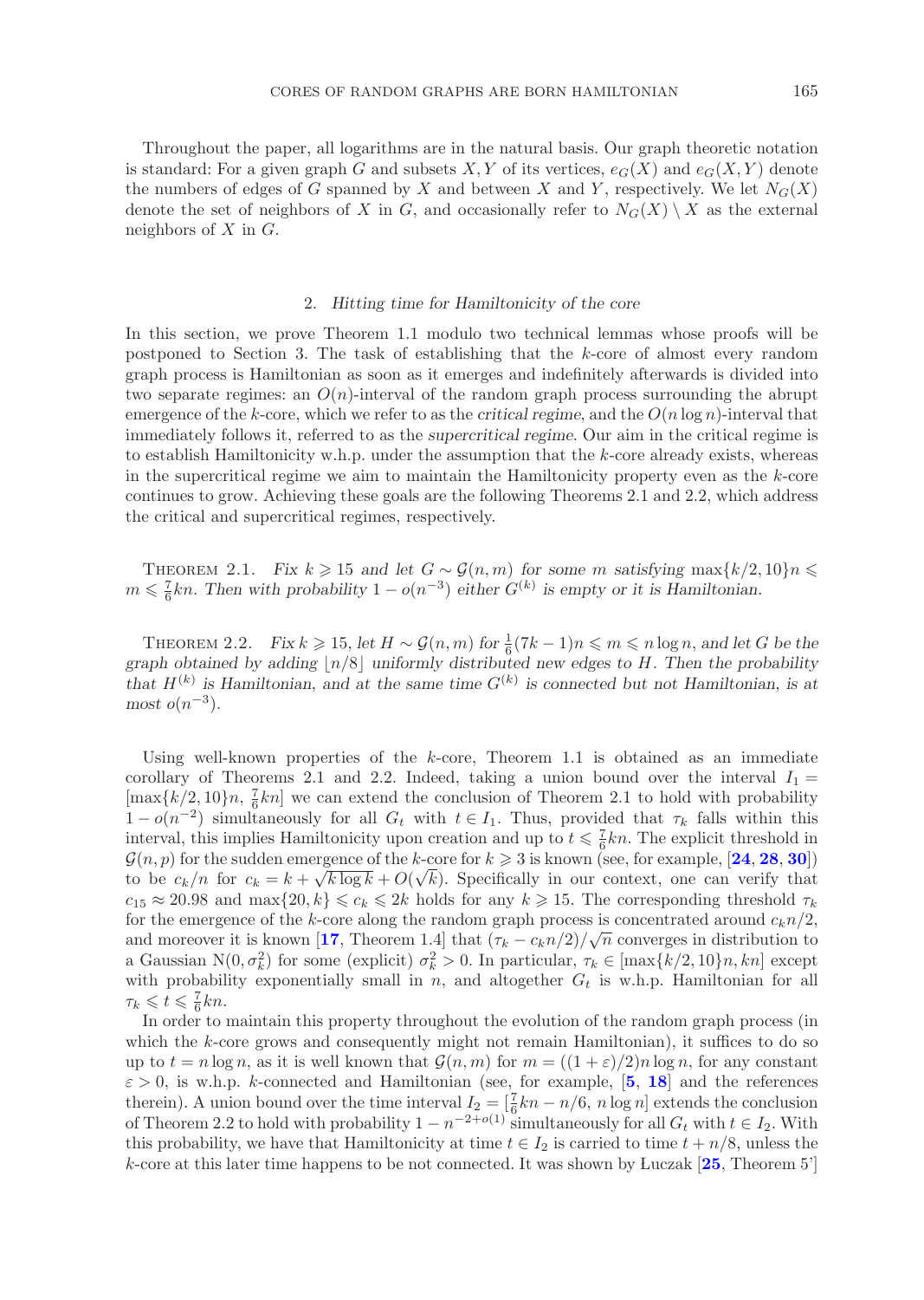Throughout the paper, all logarithms are in the natural basis. Our graph theoretic notation is standard: For a given graph $G$ and subsets $X, Y$ of its vertices, $e_G(X)$ and $e_G(X, Y)$ denote the numbers of edges of $G$ spanned by $X$ and between $X$ and $Y$, respectively. We let $N_G(X)$ denote the set of neighbors of $X$ in $G$, and occasionally refer to $N_G(X) \setminus X$ as the external neighbors of $X$ in $G$.

## 2. *Hitting time for Hamiltonicity of the core*

In this section, we prove Theorem 1.1 modulo two technical lemmas whose proofs will be postponed to Section 3. The task of establishing that the $k$-core of almost every random graph process is Hamiltonian as soon as it emerges and indefinitely afterwards is divided into two separate regimes: an $O(n)$-interval of the random graph process surrounding the abrupt emergence of the $k$-core, which we refer to as the *critical regime*, and the $O(n \log n)$-interval that immediately follows it, referred to as the *supercritical regime*. Our aim in the critical regime is to establish Hamiltonicity w.h.p. under the assumption that the $k$-core already exists, whereas in the supercritical regime we aim to maintain the Hamiltonicity property even as the $k$-core continues to grow. Achieving these goals are the following Theorems 2.1 and 2.2, which address the critical and supercritical regimes, respectively.

THEOREM 2.1. *Fix $k \geqslant 15$ and let $G \sim \mathcal{G}(n, m)$ for some $m$ satisfying $\max\{k/2, 10\}n \leqslant m \leqslant \frac{7}{6}kn$. Then with probability $1 - o(n^{-3})$ either $G^{(k)}$ is empty or it is Hamiltonian.*

THEOREM 2.2. *Fix $k \geqslant 15$, let $H \sim \mathcal{G}(n, m)$ for $\frac{1}{6}(7k-1)n \leqslant m \leqslant n \log n$, and let $G$ be the graph obtained by adding $\lfloor n/8 \rfloor$ uniformly distributed new edges to $H$. Then the probability that $H^{(k)}$ is Hamiltonian, and at the same time $G^{(k)}$ is connected but not Hamiltonian, is at most $o(n^{-3})$.*

Using well-known properties of the $k$-core, Theorem 1.1 is obtained as an immediate corollary of Theorems 2.1 and 2.2. Indeed, taking a union bound over the interval $I_1 = [\max\{k/2, 10\}n, \frac{7}{6}kn]$ we can extend the conclusion of Theorem 2.1 to hold with probability $1 - o(n^{-2})$ simultaneously for all $G_t$ with $t \in I_1$. Thus, provided that $\tau_k$ falls within this interval, this implies Hamiltonicity upon creation and up to $t \leqslant \frac{7}{6}kn$. The explicit threshold in $\mathcal{G}(n, p)$ for the sudden emergence of the $k$-core for $k \geqslant 3$ is known (see, for example, [**24**, **28**, **30**]) to be $c_k/n$ for $c_k = k + \sqrt{k \log k} + O(\sqrt{k})$. Specifically in our context, one can verify that $c_{15} \approx 20.98$ and $\max\{20, k\} \leqslant c_k \leqslant 2k$ holds for any $k \geqslant 15$. The corresponding threshold $\tau_k$ for the emergence of the $k$-core along the random graph process is concentrated around $c_k n/2$, and moreover it is known [**17**, Theorem 1.4] that $(\tau_k - c_k n/2)/\sqrt{n}$ converges in distribution to a Gaussian $\mathrm{N}(0, \sigma_k^2)$ for some (explicit) $\sigma_k^2 > 0$. In particular, $\tau_k \in [\max\{k/2, 10\}n, kn]$ except with probability exponentially small in $n$, and altogether $G_t$ is w.h.p. Hamiltonian for all $\tau_k \leqslant t \leqslant \frac{7}{6}kn$.

In order to maintain this property throughout the evolution of the random graph process (in which the $k$-core grows and consequently might not remain Hamiltonian), it suffices to do so up to $t = n \log n$, as it is well known that $\mathcal{G}(n, m)$ for $m = ((1+\varepsilon)/2)n \log n$, for any constant $\varepsilon > 0$, is w.h.p. $k$-connected and Hamiltonian (see, for example, [**5**, **18**] and the references therein). A union bound over the time interval $I_2 = [\frac{7}{6}kn - n/6, n \log n]$ extends the conclusion of Theorem 2.2 to hold with probability $1 - n^{-2+o(1)}$ simultaneously for all $G_t$ with $t \in I_2$. With this probability, we have that Hamiltonicity at time $t \in I_2$ is carried to time $t + n/8$, unless the $k$-core at this later time happens to be not connected. It was shown by Łuczak [**25**, Theorem 5']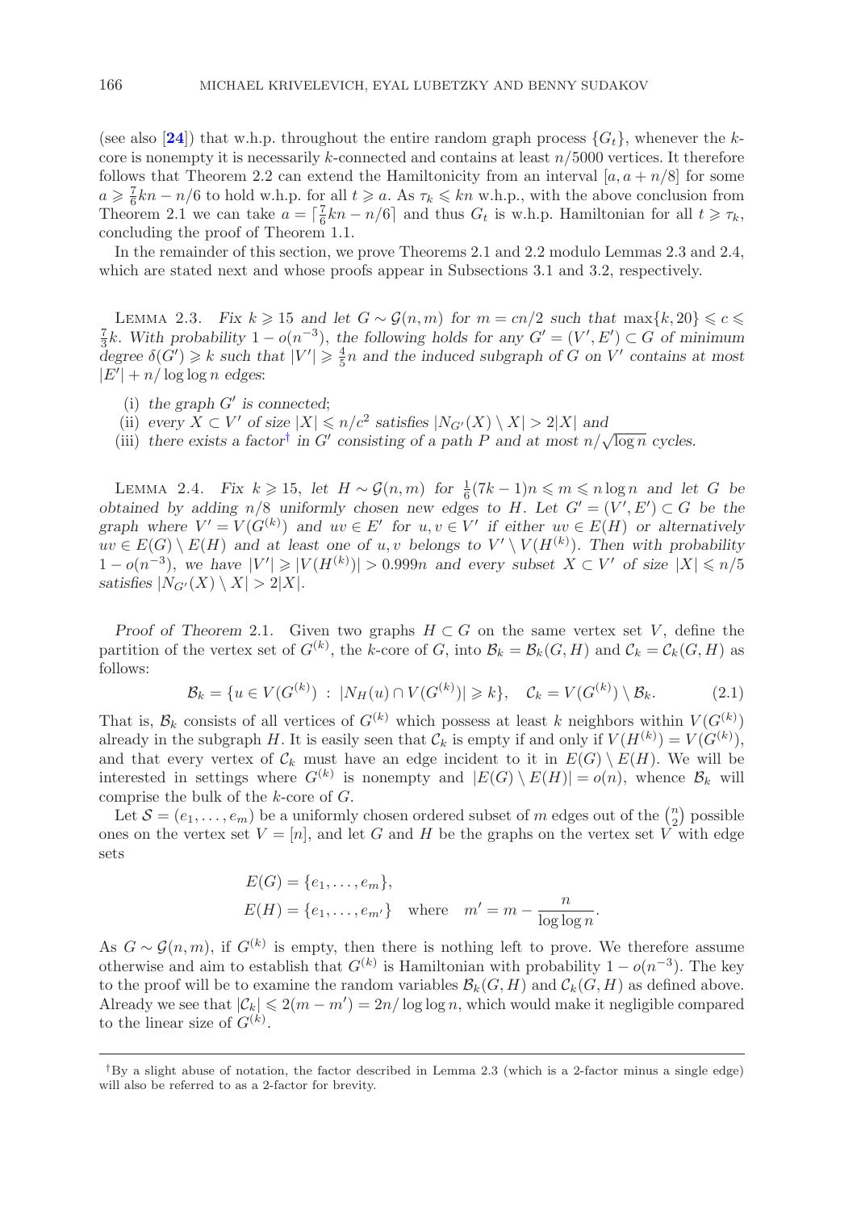(see also [24]) that w.h.p. throughout the entire random graph process $\{G_t\}$, whenever the $k$-core is nonempty it is necessarily $k$-connected and contains at least $n/5000$ vertices. It therefore follows that Theorem 2.2 can extend the Hamiltonicity from an interval $[a, a+n/8]$ for some $a \geqslant \frac{7}{6}kn - n/6$ to hold w.h.p. for all $t \geqslant a$. As $\tau_k \leqslant kn$ w.h.p., with the above conclusion from Theorem 2.1 we can take $a = \lceil \frac{7}{6}kn - n/6 \rceil$ and thus $G_t$ is w.h.p. Hamiltonian for all $t \geqslant \tau_k$, concluding the proof of Theorem 1.1.

In the remainder of this section, we prove Theorems 2.1 and 2.2 modulo Lemmas 2.3 and 2.4, which are stated next and whose proofs appear in Subsections 3.1 and 3.2, respectively.

LEMMA 2.3. *Fix $k \geqslant 15$ and let $G \sim \mathcal{G}(n,m)$ for $m = cn/2$ such that $\max\{k, 20\} \leqslant c \leqslant \frac{7}{3}k$. With probability $1 - o(n^{-3})$, the following holds for any $G' = (V', E') \subset G$ of minimum degree $\delta(G') \geqslant k$ such that $|V'| \geqslant \frac{4}{5}n$ and the induced subgraph of $G$ on $V'$ contains at most $|E'| + n/\log\log n$ edges:*

(i) *the graph $G'$ is connected;*
(ii) *every $X \subset V'$ of size $|X| \leqslant n/c^2$ satisfies $|N_{G'}(X) \setminus X| > 2|X|$ and*
(iii) *there exists a factor[†] in $G'$ consisting of a path $P$ and at most $n/\sqrt{\log n}$ cycles.*

LEMMA 2.4. *Fix $k \geqslant 15$, let $H \sim \mathcal{G}(n,m)$ for $\frac{1}{6}(7k-1)n \leqslant m \leqslant n\log n$ and let $G$ be obtained by adding $n/8$ uniformly chosen new edges to $H$. Let $G' = (V', E') \subset G$ be the graph where $V' = V(G^{(k)})$ and $uv \in E'$ for $u, v \in V'$ if either $uv \in E(H)$ or alternatively $uv \in E(G) \setminus E(H)$ and at least one of $u, v$ belongs to $V' \setminus V(H^{(k)})$. Then with probability $1 - o(n^{-3})$, we have $|V'| \geqslant |V(H^{(k)})| > 0.999n$ and every subset $X \subset V'$ of size $|X| \leqslant n/5$ satisfies $|N_{G'}(X) \setminus X| > 2|X|$.*

*Proof of Theorem 2.1.* Given two graphs $H \subset G$ on the same vertex set $V$, define the partition of the vertex set of $G^{(k)}$, the $k$-core of $G$, into $\mathcal{B}_k = \mathcal{B}_k(G, H)$ and $\mathcal{C}_k = \mathcal{C}_k(G, H)$ as follows:

$$\mathcal{B}_k = \{u \in V(G^{(k)}) \ : \ |N_H(u) \cap V(G^{(k)})| \geqslant k\}, \quad \mathcal{C}_k = V(G^{(k)}) \setminus \mathcal{B}_k. \tag{2.1}$$

That is, $\mathcal{B}_k$ consists of all vertices of $G^{(k)}$ which possess at least $k$ neighbors within $V(G^{(k)})$ already in the subgraph $H$. It is easily seen that $\mathcal{C}_k$ is empty if and only if $V(H^{(k)}) = V(G^{(k)})$, and that every vertex of $\mathcal{C}_k$ must have an edge incident to it in $E(G) \setminus E(H)$. We will be interested in settings where $G^{(k)}$ is nonempty and $|E(G) \setminus E(H)| = o(n)$, whence $\mathcal{B}_k$ will comprise the bulk of the $k$-core of $G$.

Let $\mathcal{S} = (e_1, \dots, e_m)$ be a uniformly chosen ordered subset of $m$ edges out of the $\binom{n}{2}$ possible ones on the vertex set $V = [n]$, and let $G$ and $H$ be the graphs on the vertex set $V$ with edge sets

$$E(G) = \{e_1, \dots, e_m\},$$
$$E(H) = \{e_1, \dots, e_{m'}\} \quad \text{where} \quad m' = m - \frac{n}{\log\log n}.$$

As $G \sim \mathcal{G}(n,m)$, if $G^{(k)}$ is empty, then there is nothing left to prove. We therefore assume otherwise and aim to establish that $G^{(k)}$ is Hamiltonian with probability $1 - o(n^{-3})$. The key to the proof will be to examine the random variables $\mathcal{B}_k(G, H)$ and $\mathcal{C}_k(G, H)$ as defined above. Already we see that $|\mathcal{C}_k| \leqslant 2(m - m') = 2n/\log\log n$, which would make it negligible compared to the linear size of $G^{(k)}$.

[†]By a slight abuse of notation, the factor described in Lemma 2.3 (which is a 2-factor minus a single edge) will also be referred to as a 2-factor for brevity.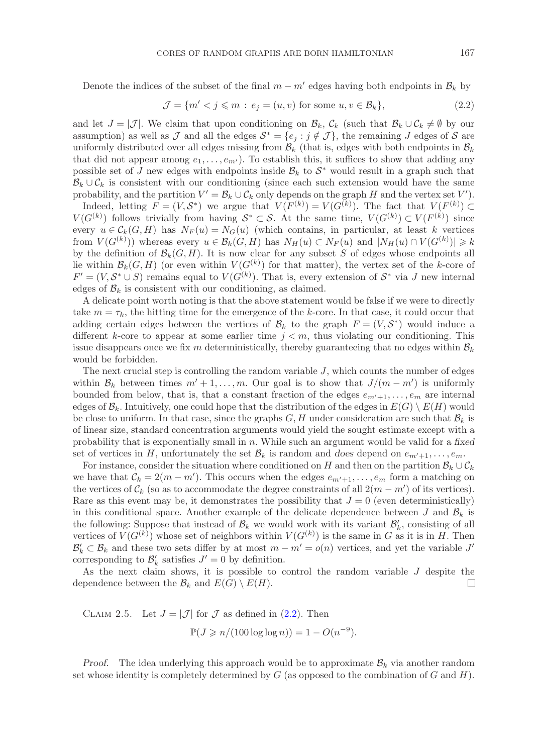Denote the indices of the subset of the final $m - m'$ edges having both endpoints in $\mathcal{B}_k$ by

$$\mathcal{J} = \{m' < j \leqslant m \,:\, e_j = (u,v) \text{ for some } u,v \in \mathcal{B}_k\}, \tag{2.2}$$

and let $J = |\mathcal{J}|$. We claim that upon conditioning on $\mathcal{B}_k$, $\mathcal{C}_k$ (such that $\mathcal{B}_k \cup \mathcal{C}_k \neq \emptyset$ by our assumption) as well as $\mathcal{J}$ and all the edges $\mathcal{S}^* = \{e_j : j \notin \mathcal{J}\}$, the remaining $J$ edges of $\mathcal{S}$ are uniformly distributed over all edges missing from $\mathcal{B}_k$ (that is, edges with both endpoints in $\mathcal{B}_k$ that did not appear among $e_1, \ldots, e_{m'}$). To establish this, it suffices to show that adding any possible set of $J$ new edges with endpoints inside $\mathcal{B}_k$ to $\mathcal{S}^*$ would result in a graph such that $\mathcal{B}_k \cup \mathcal{C}_k$ is consistent with our conditioning (since each such extension would have the same probability, and the partition $V' = \mathcal{B}_k \cup \mathcal{C}_k$ only depends on the graph $H$ and the vertex set $V'$).

Indeed, letting $F = (V, \mathcal{S}^*)$ we argue that $V(F^{(k)}) = V(G^{(k)})$. The fact that $V(F^{(k)}) \subset V(G^{(k)})$ follows trivially from having $\mathcal{S}^* \subset \mathcal{S}$. At the same time, $V(G^{(k)}) \subset V(F^{(k)})$ since every $u \in \mathcal{C}_k(G,H)$ has $N_F(u) = N_G(u)$ (which contains, in particular, at least $k$ vertices from $V(G^{(k)})$) whereas every $u \in \mathcal{B}_k(G,H)$ has $N_H(u) \subset N_F(u)$ and $|N_H(u) \cap V(G^{(k)})| \geqslant k$ by the definition of $\mathcal{B}_k(G,H)$. It is now clear for any subset $S$ of edges whose endpoints all lie within $\mathcal{B}_k(G,H)$ (or even within $V(G^{(k)})$ for that matter), the vertex set of the $k$-core of $F' = (V, \mathcal{S}^* \cup S)$ remains equal to $V(G^{(k)})$. That is, every extension of $\mathcal{S}^*$ via $J$ new internal edges of $\mathcal{B}_k$ is consistent with our conditioning, as claimed.

A delicate point worth noting is that the above statement would be false if we were to directly take $m = \tau_k$, the hitting time for the emergence of the $k$-core. In that case, it could occur that adding certain edges between the vertices of $\mathcal{B}_k$ to the graph $F = (V, \mathcal{S}^*)$ would induce a different $k$-core to appear at some earlier time $j < m$, thus violating our conditioning. This issue disappears once we fix $m$ deterministically, thereby guaranteeing that no edges within $\mathcal{B}_k$ would be forbidden.

The next crucial step is controlling the random variable $J$, which counts the number of edges within $\mathcal{B}_k$ between times $m'+1, \ldots, m$. Our goal is to show that $J/(m - m')$ is uniformly bounded from below, that is, that a constant fraction of the edges $e_{m'+1}, \ldots, e_m$ are internal edges of $\mathcal{B}_k$. Intuitively, one could hope that the distribution of the edges in $E(G) \setminus E(H)$ would be close to uniform. In that case, since the graphs $G, H$ under consideration are such that $\mathcal{B}_k$ is of linear size, standard concentration arguments would yield the sought estimate except with a probability that is exponentially small in $n$. While such an argument would be valid for a *fixed* set of vertices in $H$, unfortunately the set $\mathcal{B}_k$ is random and *does* depend on $e_{m'+1}, \ldots, e_m$.

For instance, consider the situation where conditioned on $H$ and then on the partition $\mathcal{B}_k \cup \mathcal{C}_k$ we have that $\mathcal{C}_k = 2(m - m')$. This occurs when the edges $e_{m'+1}, \ldots, e_m$ form a matching on the vertices of $\mathcal{C}_k$ (so as to accommodate the degree constraints of all $2(m - m')$ of its vertices). Rare as this event may be, it demonstrates the possibility that $J = 0$ (even deterministically) in this conditional space. Another example of the delicate dependence between $J$ and $\mathcal{B}_k$ is the following: Suppose that instead of $\mathcal{B}_k$ we would work with its variant $\mathcal{B}'_k$, consisting of all vertices of $V(G^{(k)})$ whose set of neighbors within $V(G^{(k)})$ is the same in $G$ as it is in $H$. Then $\mathcal{B}'_k \subset \mathcal{B}_k$ and these two sets differ by at most $m - m' = o(n)$ vertices, and yet the variable $J'$ corresponding to $\mathcal{B}'_k$ satisfies $J' = 0$ by definition.

As the next claim shows, it is possible to control the random variable $J$ despite the dependence between the $\mathcal{B}_k$ and $E(G) \setminus E(H)$. $\square$

Claim 2.5. Let $J = |\mathcal{J}|$ for $\mathcal{J}$ as defined in (2.2). Then

$$\mathbb{P}(J \geqslant n/(100 \log\log n)) = 1 - O(n^{-9}).$$

*Proof.* The idea underlying this approach would be to approximate $\mathcal{B}_k$ via another random set whose identity is completely determined by $G$ (as opposed to the combination of $G$ and $H$).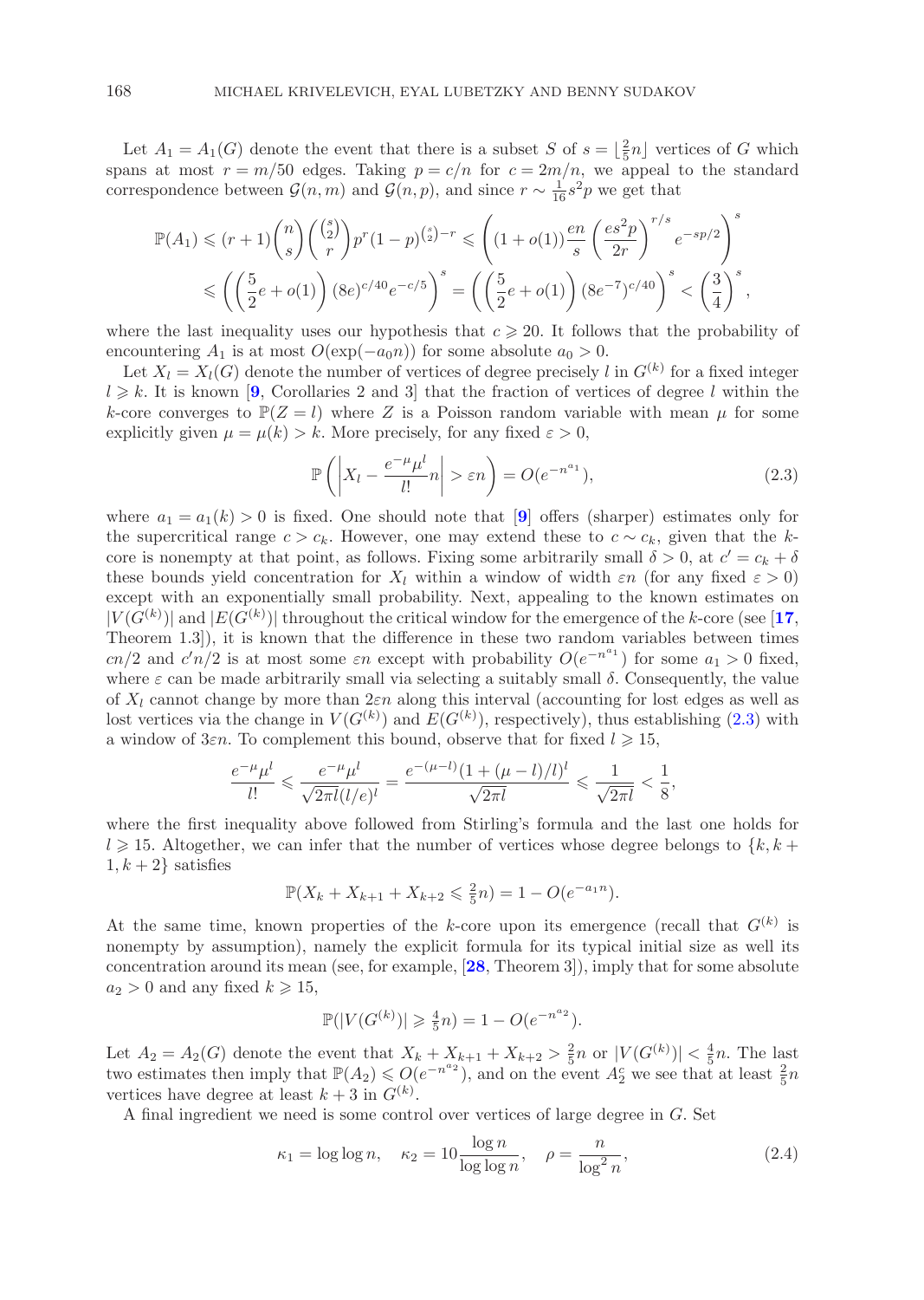Let $A_1 = A_1(G)$ denote the event that there is a subset $S$ of $s = \lfloor \frac{2}{5}n \rfloor$ vertices of $G$ which spans at most $r = m/50$ edges. Taking $p = c/n$ for $c = 2m/n$, we appeal to the standard correspondence between $\mathcal{G}(n,m)$ and $\mathcal{G}(n,p)$, and since $r \sim \frac{1}{16}s^2 p$ we get that

$$\mathbb{P}(A_1) \leqslant (r+1)\binom{n}{s}\binom{\binom{s}{2}}{r}p^r(1-p)^{\binom{s}{2}-r} \leqslant \left((1+o(1))\frac{en}{s}\left(\frac{es^2p}{2r}\right)^{r/s}e^{-sp/2}\right)^s$$
$$\leqslant \left(\left(\frac{5}{2}e + o(1)\right)(8e)^{c/40}e^{-c/5}\right)^s = \left(\left(\frac{5}{2}e + o(1)\right)(8e^{-7})^{c/40}\right)^s < \left(\frac{3}{4}\right)^s,$$

where the last inequality uses our hypothesis that $c \geqslant 20$. It follows that the probability of encountering $A_1$ is at most $O(\exp(-a_0 n))$ for some absolute $a_0 > 0$.

Let $X_l = X_l(G)$ denote the number of vertices of degree precisely $l$ in $G^{(k)}$ for a fixed integer $l \geqslant k$. It is known [**9**, Corollaries 2 and 3] that the fraction of vertices of degree $l$ within the $k$-core converges to $\mathbb{P}(Z = l)$ where $Z$ is a Poisson random variable with mean $\mu$ for some explicitly given $\mu = \mu(k) > k$. More precisely, for any fixed $\varepsilon > 0$,

$$\mathbb{P}\left(\left|X_l - \frac{e^{-\mu}\mu^l}{l!}n\right| > \varepsilon n\right) = O(e^{-n^{a_1}}), \tag{2.3}$$

where $a_1 = a_1(k) > 0$ is fixed. One should note that [**9**] offers (sharper) estimates only for the supercritical range $c > c_k$. However, one may extend these to $c \sim c_k$, given that the $k$-core is nonempty at that point, as follows. Fixing some arbitrarily small $\delta > 0$, at $c' = c_k + \delta$ these bounds yield concentration for $X_l$ within a window of width $\varepsilon n$ (for any fixed $\varepsilon > 0$) except with an exponentially small probability. Next, appealing to the known estimates on $|V(G^{(k)})|$ and $|E(G^{(k)})|$ throughout the critical window for the emergence of the $k$-core (see [**17**, Theorem 1.3]), it is known that the difference in these two random variables between times $cn/2$ and $c'n/2$ is at most some $\varepsilon n$ except with probability $O(e^{-n^{a_1}})$ for some $a_1 > 0$ fixed, where $\varepsilon$ can be made arbitrarily small via selecting a suitably small $\delta$. Consequently, the value of $X_l$ cannot change by more than $2\varepsilon n$ along this interval (accounting for lost edges as well as lost vertices via the change in $V(G^{(k)})$ and $E(G^{(k)})$, respectively), thus establishing (2.3) with a window of $3\varepsilon n$. To complement this bound, observe that for fixed $l \geqslant 15$,

$$\frac{e^{-\mu}\mu^l}{l!} \leqslant \frac{e^{-\mu}\mu^l}{\sqrt{2\pi l}(l/e)^l} = \frac{e^{-(\mu-l)}(1+(\mu-l)/l)^l}{\sqrt{2\pi l}} \leqslant \frac{1}{\sqrt{2\pi l}} < \frac{1}{8},$$

where the first inequality above followed from Stirling's formula and the last one holds for $l \geqslant 15$. Altogether, we can infer that the number of vertices whose degree belongs to $\{k, k+1, k+2\}$ satisfies

$$\mathbb{P}(X_k + X_{k+1} + X_{k+2} \leqslant \tfrac{2}{5}n) = 1 - O(e^{-a_1 n}).$$

At the same time, known properties of the $k$-core upon its emergence (recall that $G^{(k)}$ is nonempty by assumption), namely the explicit formula for its typical initial size as well its concentration around its mean (see, for example, [**28**, Theorem 3]), imply that for some absolute $a_2 > 0$ and any fixed $k \geqslant 15$,

$$\mathbb{P}(|V(G^{(k)})| \geqslant \tfrac{4}{5}n) = 1 - O(e^{-n^{a_2}}).$$

Let $A_2 = A_2(G)$ denote the event that $X_k + X_{k+1} + X_{k+2} > \frac{2}{5}n$ or $|V(G^{(k)})| < \frac{4}{5}n$. The last two estimates then imply that $\mathbb{P}(A_2) \leqslant O(e^{-n^{a_2}})$, and on the event $A_2^c$ we see that at least $\frac{2}{5}n$ vertices have degree at least $k+3$ in $G^{(k)}$.

A final ingredient we need is some control over vertices of large degree in $G$. Set

$$\kappa_1 = \log\log n, \quad \kappa_2 = 10\frac{\log n}{\log\log n}, \quad \rho = \frac{n}{\log^2 n}, \tag{2.4}$$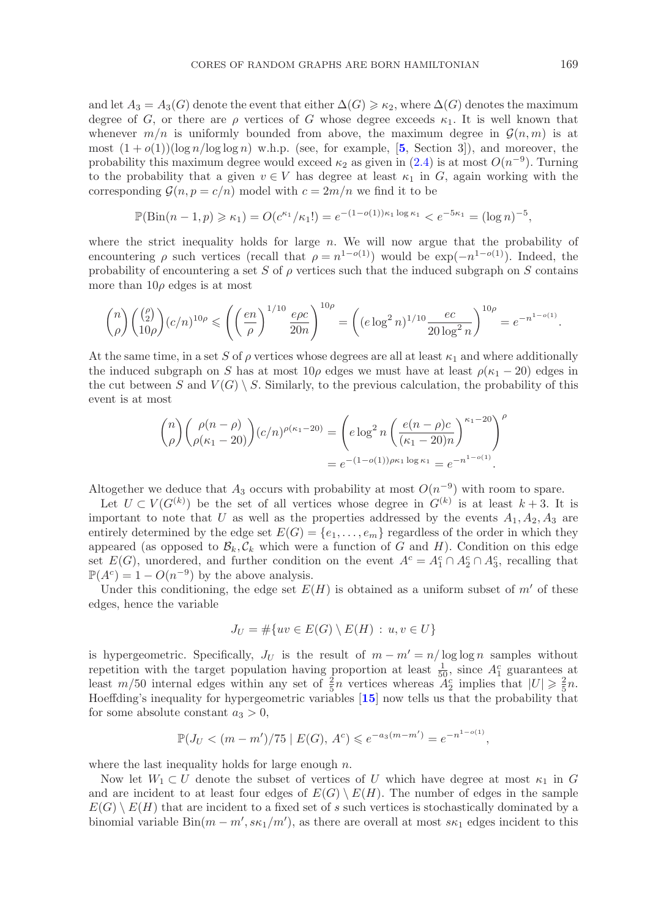and let $A_3 = A_3(G)$ denote the event that either $\Delta(G) \geqslant \kappa_2$, where $\Delta(G)$ denotes the maximum degree of $G$, or there are $\rho$ vertices of $G$ whose degree exceeds $\kappa_1$. It is well known that whenever $m/n$ is uniformly bounded from above, the maximum degree in $\mathcal{G}(n,m)$ is at most $(1+o(1))(\log n/\log\log n)$ w.h.p. (see, for example, [**5**, Section 3]), and moreover, the probability this maximum degree would exceed $\kappa_2$ as given in (2.4) is at most $O(n^{-9})$. Turning to the probability that a given $v \in V$ has degree at least $\kappa_1$ in $G$, again working with the corresponding $\mathcal{G}(n, p = c/n)$ model with $c = 2m/n$ we find it to be

$$\mathbb{P}(\mathrm{Bin}(n-1,p) \geqslant \kappa_1) = O(c^{\kappa_1}/\kappa_1!) = e^{-(1-o(1))\kappa_1 \log \kappa_1} < e^{-5\kappa_1} = (\log n)^{-5},$$

where the strict inequality holds for large $n$. We will now argue that the probability of encountering $\rho$ such vertices (recall that $\rho = n^{1-o(1)}$) would be $\exp(-n^{1-o(1)})$. Indeed, the probability of encountering a set $S$ of $\rho$ vertices such that the induced subgraph on $S$ contains more than $10\rho$ edges is at most

$$\binom{n}{\rho}\binom{\binom{\rho}{2}}{10\rho}(c/n)^{10\rho} \leqslant \left(\left(\frac{en}{\rho}\right)^{1/10} \frac{e\rho c}{20n}\right)^{10\rho} = \left((e\log^2 n)^{1/10} \frac{ec}{20\log^2 n}\right)^{10\rho} = e^{-n^{1-o(1)}}.$$

At the same time, in a set $S$ of $\rho$ vertices whose degrees are all at least $\kappa_1$ and where additionally the induced subgraph on $S$ has at most $10\rho$ edges we must have at least $\rho(\kappa_1 - 20)$ edges in the cut between $S$ and $V(G) \setminus S$. Similarly, to the previous calculation, the probability of this event is at most

$$\binom{n}{\rho}\binom{\rho(n-\rho)}{\rho(\kappa_1-20)}(c/n)^{\rho(\kappa_1-20)} = \left(e\log^2 n\left(\frac{e(n-\rho)c}{(\kappa_1-20)n}\right)^{\kappa_1-20}\right)^{\rho}$$
$$= e^{-(1-o(1))\rho\kappa_1\log\kappa_1} = e^{-n^{1-o(1)}}.$$

Altogether we deduce that $A_3$ occurs with probability at most $O(n^{-9})$ with room to spare.

Let $U \subset V(G^{(k)})$ be the set of all vertices whose degree in $G^{(k)}$ is at least $k+3$. It is important to note that $U$ as well as the properties addressed by the events $A_1, A_2, A_3$ are entirely determined by the edge set $E(G) = \{e_1, \ldots, e_m\}$ regardless of the order in which they appeared (as opposed to $\mathcal{B}_k, \mathcal{C}_k$ which were a function of $G$ and $H$). Condition on this edge set $E(G)$, unordered, and further condition on the event $A^c = A_1^c \cap A_2^c \cap A_3^c$, recalling that $\mathbb{P}(A^c) = 1 - O(n^{-9})$ by the above analysis.

Under this conditioning, the edge set $E(H)$ is obtained as a uniform subset of $m'$ of these edges, hence the variable

$$J_U = \#\{uv \in E(G) \setminus E(H) : u, v \in U\}$$

is hypergeometric. Specifically, $J_U$ is the result of $m - m' = n/\log\log n$ samples without repetition with the target population having proportion at least $\frac{1}{50}$, since $A_1^c$ guarantees at least $m/50$ internal edges within any set of $\frac{2}{5}n$ vertices whereas $A_2^c$ implies that $|U| \geqslant \frac{2}{5}n$. Hoeffding's inequality for hypergeometric variables [**15**] now tells us that the probability that for some absolute constant $a_3 > 0$,

$$\mathbb{P}(J_U < (m-m')/75 \mid E(G), A^c) \leqslant e^{-a_3(m-m')} = e^{-n^{1-o(1)}},$$

where the last inequality holds for large enough $n$.

Now let $W_1 \subset U$ denote the subset of vertices of $U$ which have degree at most $\kappa_1$ in $G$ and are incident to at least four edges of $E(G) \setminus E(H)$. The number of edges in the sample $E(G) \setminus E(H)$ that are incident to a fixed set of $s$ such vertices is stochastically dominated by a binomial variable $\mathrm{Bin}(m - m', s\kappa_1/m')$, as there are overall at most $s\kappa_1$ edges incident to this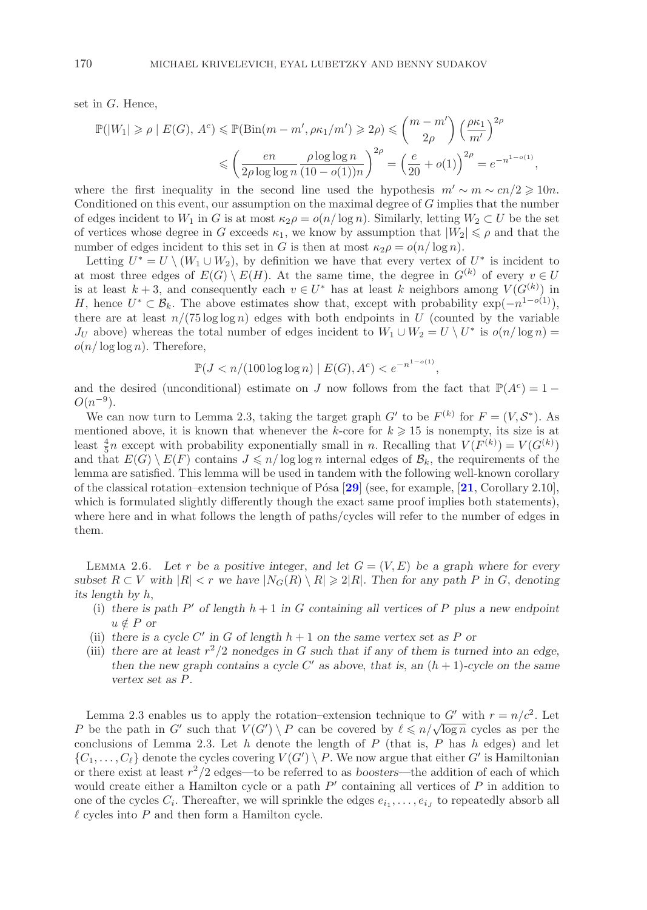set in $G$. Hence,

$$\mathbb{P}(|W_1| \geqslant \rho \mid E(G), A^c) \leqslant \mathbb{P}(\mathrm{Bin}(m-m', \rho\kappa_1/m') \geqslant 2\rho) \leqslant \binom{m-m'}{2\rho}\left(\frac{\rho\kappa_1}{m'}\right)^{2\rho}$$
$$\leqslant \left(\frac{en}{2\rho\log\log n}\frac{\rho\log\log n}{(10-o(1))n}\right)^{2\rho} = \left(\frac{e}{20}+o(1)\right)^{2\rho} = e^{-n^{1-o(1)}},$$

where the first inequality in the second line used the hypothesis $m' \sim m \sim cn/2 \geqslant 10n$. Conditioned on this event, our assumption on the maximal degree of $G$ implies that the number of edges incident to $W_1$ in $G$ is at most $\kappa_2\rho = o(n/\log n)$. Similarly, letting $W_2 \subset U$ be the set of vertices whose degree in $G$ exceeds $\kappa_1$, we know by assumption that $|W_2| \leqslant \rho$ and that the number of edges incident to this set in $G$ is then at most $\kappa_2\rho = o(n/\log n)$.

Letting $U^* = U \setminus (W_1 \cup W_2)$, by definition we have that every vertex of $U^*$ is incident to at most three edges of $E(G) \setminus E(H)$. At the same time, the degree in $G^{(k)}$ of every $v \in U$ is at least $k+3$, and consequently each $v \in U^*$ has at least $k$ neighbors among $V(G^{(k)})$ in $H$, hence $U^* \subset \mathcal{B}_k$. The above estimates show that, except with probability $\exp(-n^{1-o(1)})$, there are at least $n/(75\log\log n)$ edges with both endpoints in $U$ (counted by the variable $J_U$ above) whereas the total number of edges incident to $W_1 \cup W_2 = U \setminus U^*$ is $o(n/\log n) = o(n/\log\log n)$. Therefore,

$$\mathbb{P}(J < n/(100\log\log n) \mid E(G), A^c) < e^{-n^{1-o(1)}},$$

and the desired (unconditional) estimate on $J$ now follows from the fact that $\mathbb{P}(A^c) = 1 - O(n^{-9})$.

We can now turn to Lemma 2.3, taking the target graph $G'$ to be $F^{(k)}$ for $F = (V, \mathcal{S}^*)$. As mentioned above, it is known that whenever the $k$-core for $k \geqslant 15$ is nonempty, its size is at least $\frac{4}{5}n$ except with probability exponentially small in $n$. Recalling that $V(F^{(k)}) = V(G^{(k)})$ and that $E(G) \setminus E(F)$ contains $J \leqslant n/\log\log n$ internal edges of $\mathcal{B}_k$, the requirements of the lemma are satisfied. This lemma will be used in tandem with the following well-known corollary of the classical rotation–extension technique of Pósa [29] (see, for example, [21, Corollary 2.10], which is formulated slightly differently though the exact same proof implies both statements), where here and in what follows the length of paths/cycles will refer to the number of edges in them.

Lemma 2.6. *Let $r$ be a positive integer, and let $G = (V, E)$ be a graph where for every subset $R \subset V$ with $|R| < r$ we have $|N_G(R) \setminus R| \geqslant 2|R|$. Then for any path $P$ in $G$, denoting its length by $h$,*

- (i) *there is path $P'$ of length $h+1$ in $G$ containing all vertices of $P$ plus a new endpoint $u \notin P$ or*
- (ii) *there is a cycle $C'$ in $G$ of length $h+1$ on the same vertex set as $P$ or*
- (iii) *there are at least $r^2/2$ nonedges in $G$ such that if any of them is turned into an edge, then the new graph contains a cycle $C'$ as above, that is, an $(h+1)$-cycle on the same vertex set as $P$.*

Lemma 2.3 enables us to apply the rotation–extension technique to $G'$ with $r = n/c^2$. Let $P$ be the path in $G'$ such that $V(G') \setminus P$ can be covered by $\ell \leqslant n/\sqrt{\log n}$ cycles as per the conclusions of Lemma 2.3. Let $h$ denote the length of $P$ (that is, $P$ has $h$ edges) and let $\{C_1, \ldots, C_\ell\}$ denote the cycles covering $V(G') \setminus P$. We now argue that either $G'$ is Hamiltonian or there exist at least $r^2/2$ edges—to be referred to as *boosters*—the addition of each of which would create either a Hamilton cycle or a path $P'$ containing all vertices of $P$ in addition to one of the cycles $C_i$. Thereafter, we will sprinkle the edges $e_{i_1}, \ldots, e_{i_J}$ to repeatedly absorb all $\ell$ cycles into $P$ and then form a Hamilton cycle.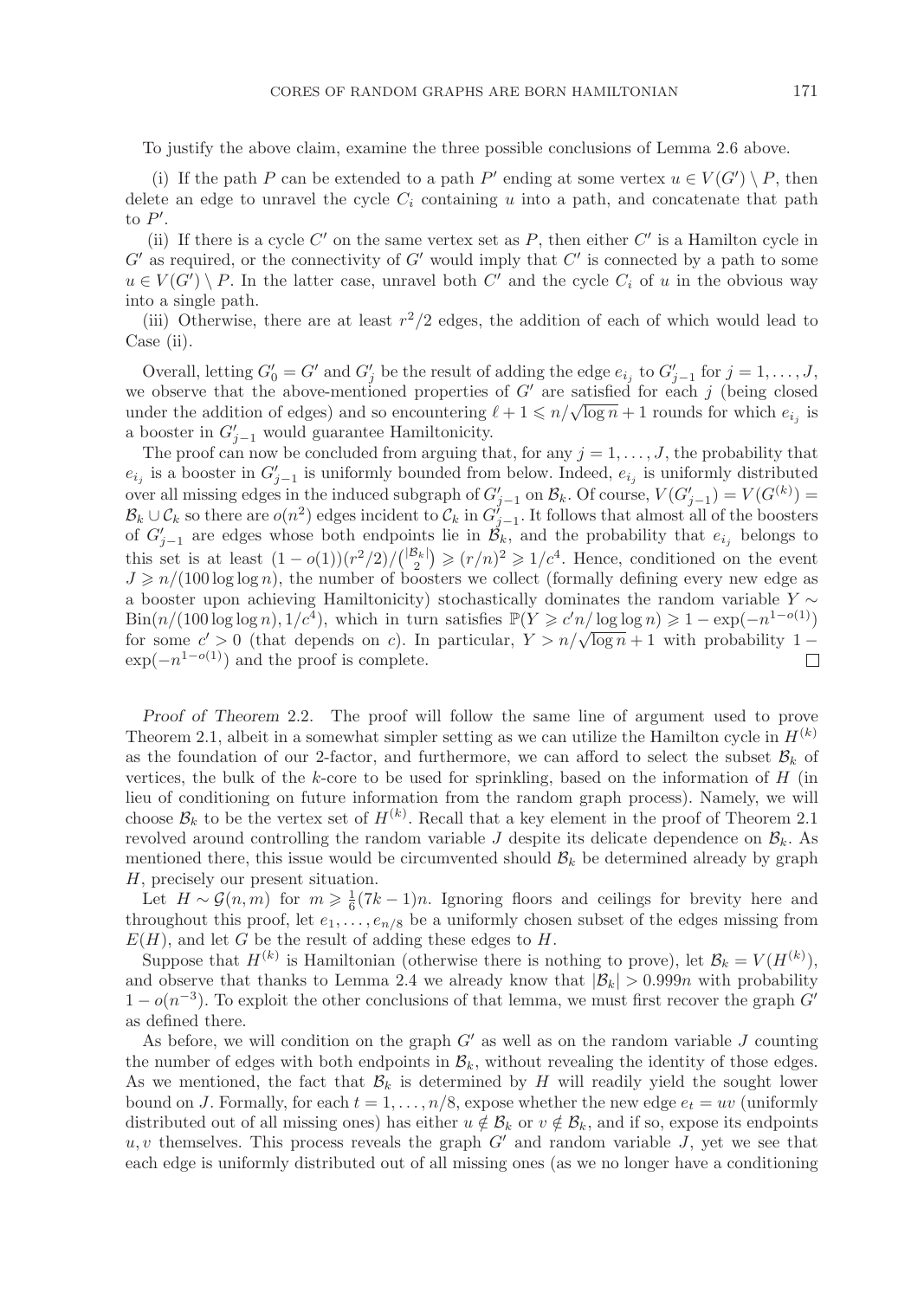To justify the above claim, examine the three possible conclusions of Lemma 2.6 above.

(i) If the path $P$ can be extended to a path $P'$ ending at some vertex $u \in V(G') \setminus P$, then delete an edge to unravel the cycle $C_i$ containing $u$ into a path, and concatenate that path to $P'$.

(ii) If there is a cycle $C'$ on the same vertex set as $P$, then either $C'$ is a Hamilton cycle in $G'$ as required, or the connectivity of $G'$ would imply that $C'$ is connected by a path to some $u \in V(G') \setminus P$. In the latter case, unravel both $C'$ and the cycle $C_i$ of $u$ in the obvious way into a single path.

(iii) Otherwise, there are at least $r^2/2$ edges, the addition of each of which would lead to Case (ii).

Overall, letting $G'_0 = G'$ and $G'_j$ be the result of adding the edge $e_{i_j}$ to $G'_{j-1}$ for $j = 1, \ldots, J$, we observe that the above-mentioned properties of $G'$ are satisfied for each $j$ (being closed under the addition of edges) and so encountering $\ell + 1 \leqslant n/\sqrt{\log n} + 1$ rounds for which $e_{i_j}$ is a booster in $G'_{j-1}$ would guarantee Hamiltonicity.

The proof can now be concluded from arguing that, for any $j = 1, \ldots, J$, the probability that $e_{i_j}$ is a booster in $G'_{j-1}$ is uniformly bounded from below. Indeed, $e_{i_j}$ is uniformly distributed over all missing edges in the induced subgraph of $G'_{j-1}$ on $\mathcal{B}_k$. Of course, $V(G'_{j-1}) = V(G^{(k)}) = \mathcal{B}_k \cup \mathcal{C}_k$ so there are $o(n^2)$ edges incident to $\mathcal{C}_k$ in $G'_{j-1}$. It follows that almost all of the boosters of $G'_{j-1}$ are edges whose both endpoints lie in $\mathcal{B}_k$, and the probability that $e_{i_j}$ belongs to this set is at least $(1 - o(1))(r^2/2)/\binom{|\mathcal{B}_k|}{2} \geqslant (r/n)^2 \geqslant 1/c^4$. Hence, conditioned on the event $J \geqslant n/(100 \log \log n)$, the number of boosters we collect (formally defining every new edge as a booster upon achieving Hamiltonicity) stochastically dominates the random variable $Y \sim \mathrm{Bin}(n/(100 \log \log n), 1/c^4)$, which in turn satisfies $\mathbb{P}(Y \geqslant c'n/\log \log n) \geqslant 1 - \exp(-n^{1-o(1)})$ for some $c' > 0$ (that depends on $c$). In particular, $Y > n/\sqrt{\log n} + 1$ with probability $1 - \exp(-n^{1-o(1)})$ and the proof is complete. □

*Proof of Theorem* 2.2. The proof will follow the same line of argument used to prove Theorem 2.1, albeit in a somewhat simpler setting as we can utilize the Hamilton cycle in $H^{(k)}$ as the foundation of our 2-factor, and furthermore, we can afford to select the subset $\mathcal{B}_k$ of vertices, the bulk of the $k$-core to be used for sprinkling, based on the information of $H$ (in lieu of conditioning on future information from the random graph process). Namely, we will choose $\mathcal{B}_k$ to be the vertex set of $H^{(k)}$. Recall that a key element in the proof of Theorem 2.1 revolved around controlling the random variable $J$ despite its delicate dependence on $\mathcal{B}_k$. As mentioned there, this issue would be circumvented should $\mathcal{B}_k$ be determined already by graph $H$, precisely our present situation.

Let $H \sim \mathcal{G}(n, m)$ for $m \geqslant \frac{1}{6}(7k - 1)n$. Ignoring floors and ceilings for brevity here and throughout this proof, let $e_1, \ldots, e_{n/8}$ be a uniformly chosen subset of the edges missing from $E(H)$, and let $G$ be the result of adding these edges to $H$.

Suppose that $H^{(k)}$ is Hamiltonian (otherwise there is nothing to prove), let $\mathcal{B}_k = V(H^{(k)})$, and observe that thanks to Lemma 2.4 we already know that $|\mathcal{B}_k| > 0.999n$ with probability $1 - o(n^{-3})$. To exploit the other conclusions of that lemma, we must first recover the graph $G'$ as defined there.

As before, we will condition on the graph $G'$ as well as on the random variable $J$ counting the number of edges with both endpoints in $\mathcal{B}_k$, without revealing the identity of those edges. As we mentioned, the fact that $\mathcal{B}_k$ is determined by $H$ will readily yield the sought lower bound on $J$. Formally, for each $t = 1, \ldots, n/8$, expose whether the new edge $e_t = uv$ (uniformly distributed out of all missing ones) has either $u \notin \mathcal{B}_k$ or $v \notin \mathcal{B}_k$, and if so, expose its endpoints $u, v$ themselves. This process reveals the graph $G'$ and random variable $J$, yet we see that each edge is uniformly distributed out of all missing ones (as we no longer have a conditioning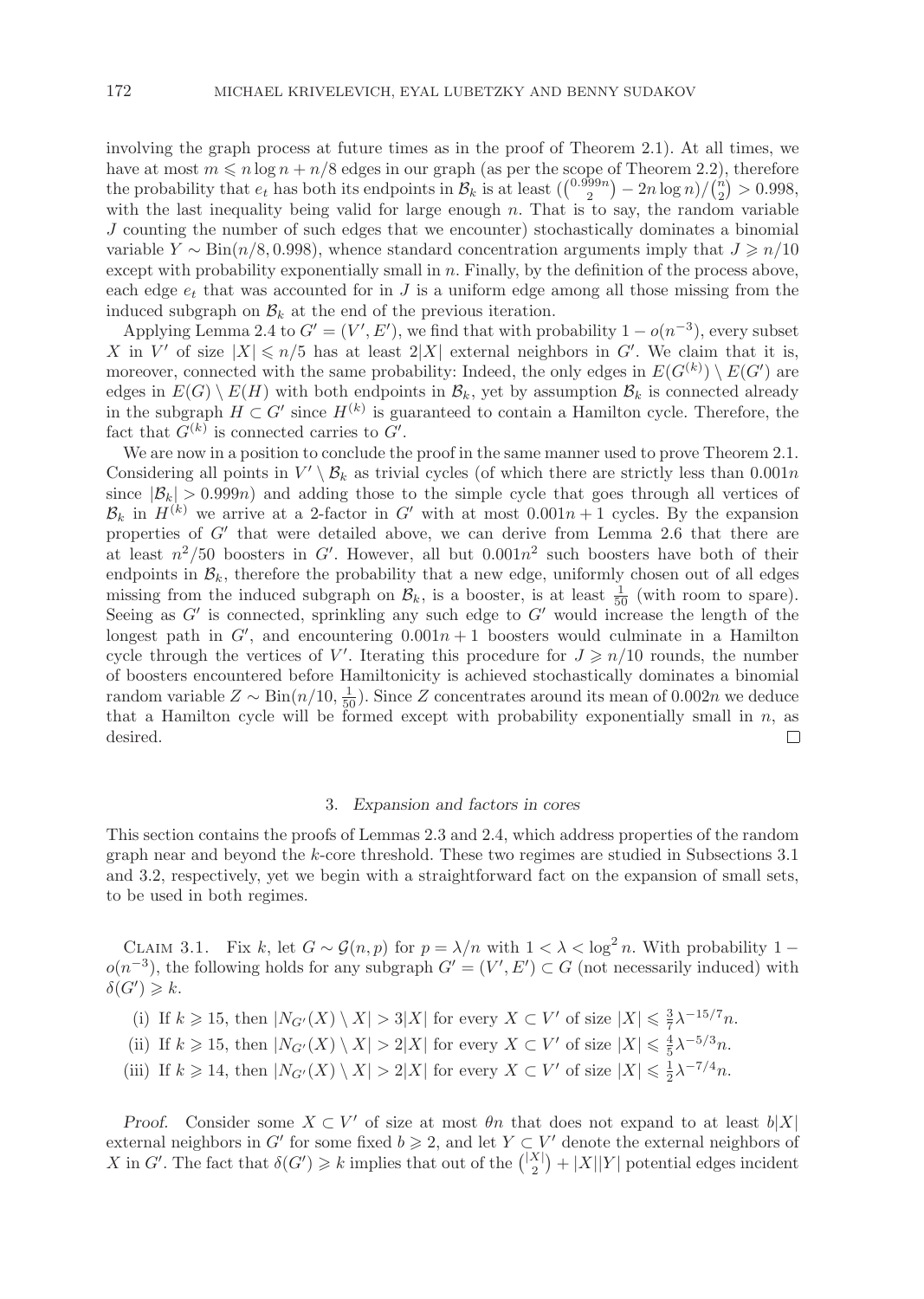involving the graph process at future times as in the proof of Theorem 2.1). At all times, we have at most $m \leqslant n \log n + n/8$ edges in our graph (as per the scope of Theorem 2.2), therefore the probability that $e_t$ has both its endpoints in $\mathcal{B}_k$ is at least $(\binom{0.999n}{2} - 2n \log n)/\binom{n}{2} > 0.998$, with the last inequality being valid for large enough $n$. That is to say, the random variable $J$ counting the number of such edges that we encounter) stochastically dominates a binomial variable $Y \sim \mathrm{Bin}(n/8, 0.998)$, whence standard concentration arguments imply that $J \geqslant n/10$ except with probability exponentially small in $n$. Finally, by the definition of the process above, each edge $e_t$ that was accounted for in $J$ is a uniform edge among all those missing from the induced subgraph on $\mathcal{B}_k$ at the end of the previous iteration.

Applying Lemma 2.4 to $G' = (V', E')$, we find that with probability $1 - o(n^{-3})$, every subset $X$ in $V'$ of size $|X| \leqslant n/5$ has at least $2|X|$ external neighbors in $G'$. We claim that it is, moreover, connected with the same probability: Indeed, the only edges in $E(G^{(k)}) \setminus E(G')$ are edges in $E(G) \setminus E(H)$ with both endpoints in $\mathcal{B}_k$, yet by assumption $\mathcal{B}_k$ is connected already in the subgraph $H \subset G'$ since $H^{(k)}$ is guaranteed to contain a Hamilton cycle. Therefore, the fact that $G^{(k)}$ is connected carries to $G'$.

We are now in a position to conclude the proof in the same manner used to prove Theorem 2.1. Considering all points in $V' \setminus \mathcal{B}_k$ as trivial cycles (of which there are strictly less than $0.001n$ since $|\mathcal{B}_k| > 0.999n$) and adding those to the simple cycle that goes through all vertices of $\mathcal{B}_k$ in $H^{(k)}$ we arrive at a 2-factor in $G'$ with at most $0.001n + 1$ cycles. By the expansion properties of $G'$ that were detailed above, we can derive from Lemma 2.6 that there are at least $n^2/50$ boosters in $G'$. However, all but $0.001n^2$ such boosters have both of their endpoints in $\mathcal{B}_k$, therefore the probability that a new edge, uniformly chosen out of all edges missing from the induced subgraph on $\mathcal{B}_k$, is a booster, is at least $\frac{1}{50}$ (with room to spare). Seeing as $G'$ is connected, sprinkling any such edge to $G'$ would increase the length of the longest path in $G'$, and encountering $0.001n + 1$ boosters would culminate in a Hamilton cycle through the vertices of $V'$. Iterating this procedure for $J \geqslant n/10$ rounds, the number of boosters encountered before Hamiltonicity is achieved stochastically dominates a binomial random variable $Z \sim \mathrm{Bin}(n/10, \frac{1}{50})$. Since $Z$ concentrates around its mean of $0.002n$ we deduce that a Hamilton cycle will be formed except with probability exponentially small in $n$, as desired. □

## 3. *Expansion and factors in cores*

This section contains the proofs of Lemmas 2.3 and 2.4, which address properties of the random graph near and beyond the $k$-core threshold. These two regimes are studied in Subsections 3.1 and 3.2, respectively, yet we begin with a straightforward fact on the expansion of small sets, to be used in both regimes.

Claim 3.1. *Fix $k$, let $G \sim \mathcal{G}(n, p)$ for $p = \lambda/n$ with $1 < \lambda < \log^2 n$. With probability $1 - o(n^{-3})$, the following holds for any subgraph $G' = (V', E') \subset G$ (not necessarily induced) with $\delta(G') \geqslant k$.*

- (i) *If $k \geqslant 15$, then $|N_{G'}(X) \setminus X| > 3|X|$ for every $X \subset V'$ of size $|X| \leqslant \frac{3}{7}\lambda^{-15/7}n$.*
- (ii) *If $k \geqslant 15$, then $|N_{G'}(X) \setminus X| > 2|X|$ for every $X \subset V'$ of size $|X| \leqslant \frac{4}{5}\lambda^{-5/3}n$.*
- (iii) *If $k \geqslant 14$, then $|N_{G'}(X) \setminus X| > 2|X|$ for every $X \subset V'$ of size $|X| \leqslant \frac{1}{2}\lambda^{-7/4}n$.*

*Proof.* Consider some $X \subset V'$ of size at most $\theta n$ that does not expand to at least $b|X|$ external neighbors in $G'$ for some fixed $b \geqslant 2$, and let $Y \subset V'$ denote the external neighbors of $X$ in $G'$. The fact that $\delta(G') \geqslant k$ implies that out of the $\binom{|X|}{2} + |X||Y|$ potential edges incident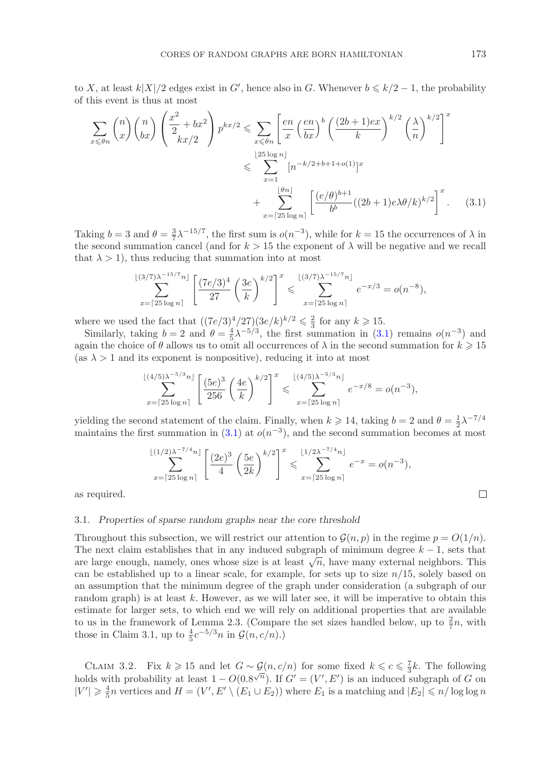to $X$, at least $k|X|/2$ edges exist in $G'$, hence also in $G$. Whenever $b \leqslant k/2 - 1$, the probability of this event is thus at most

$$\sum_{x \leqslant \theta n} \binom{n}{x} \binom{n}{bx} \binom{\frac{x^2}{2} + bx^2}{kx/2} p^{kx/2} \leqslant \sum_{x \leqslant \theta n} \left[ \frac{en}{x} \left( \frac{en}{bx} \right)^b \left( \frac{(2b+1)ex}{k} \right)^{k/2} \left( \frac{\lambda}{n} \right)^{k/2} \right]^x$$
$$\leqslant \sum_{x=1}^{\lfloor 25 \log n \rfloor} [n^{-k/2+b+1+o(1)}]^x + \sum_{x=\lceil 25 \log n \rceil}^{\lfloor \theta n \rfloor} \left[ \frac{(e/\theta)^{b+1}}{b^b} ((2b+1)e\lambda\theta/k)^{k/2} \right]^x. \tag{3.1}$$

Taking $b = 3$ and $\theta = \frac{3}{7}\lambda^{-15/7}$, the first sum is $o(n^{-3})$, while for $k = 15$ the occurrences of $\lambda$ in the second summation cancel (and for $k > 15$ the exponent of $\lambda$ will be negative and we recall that $\lambda > 1$), thus reducing that summation into at most

$$\sum_{x=\lceil 25 \log n \rceil}^{\lfloor (3/7)\lambda^{-15/7} n \rfloor} \left[ \frac{(7e/3)^4}{27} \left( \frac{3e}{k} \right)^{k/2} \right]^x \leqslant \sum_{x=\lceil 25 \log n \rceil}^{\lfloor (3/7)\lambda^{-15/7} n \rfloor} e^{-x/3} = o(n^{-8}),$$

where we used the fact that $((7e/3)^4/27)(3e/k)^{k/2} \leqslant \frac{2}{3}$ for any $k \geqslant 15$.

Similarly, taking $b = 2$ and $\theta = \frac{4}{5}\lambda^{-5/3}$, the first summation in (3.1) remains $o(n^{-3})$ and again the choice of $\theta$ allows us to omit all occurrences of $\lambda$ in the second summation for $k \geqslant 15$ (as $\lambda > 1$ and its exponent is nonpositive), reducing it into at most

$$\sum_{x=\lceil 25 \log n \rceil}^{\lfloor (4/5)\lambda^{-5/3} n \rfloor} \left[ \frac{(5e)^3}{256} \left( \frac{4e}{k} \right)^{k/2} \right]^x \leqslant \sum_{x=\lceil 25 \log n \rceil}^{\lfloor (4/5)\lambda^{-5/3} n \rfloor} e^{-x/8} = o(n^{-3}),$$

yielding the second statement of the claim. Finally, when $k \geqslant 14$, taking $b = 2$ and $\theta = \frac{1}{2}\lambda^{-7/4}$ maintains the first summation in (3.1) at $o(n^{-3})$, and the second summation becomes at most

$$\sum_{x=\lceil 25 \log n \rceil}^{\lfloor (1/2)\lambda^{-7/4} n \rfloor} \left[ \frac{(2e)^3}{4} \left( \frac{5e}{2k} \right)^{k/2} \right]^x \leqslant \sum_{x=\lceil 25 \log n \rceil}^{\lfloor 1/2\lambda^{-7/4} n \rfloor} e^{-x} = o(n^{-3}),$$

as required. □

### 3.1. *Properties of sparse random graphs near the core threshold*

Throughout this subsection, we will restrict our attention to $\mathcal{G}(n, p)$ in the regime $p = O(1/n)$. The next claim establishes that in any induced subgraph of minimum degree $k - 1$, sets that are large enough, namely, ones whose size is at least $\sqrt{n}$, have many external neighbors. This can be established up to a linear scale, for example, for sets up to size $n/15$, solely based on an assumption that the minimum degree of the graph under consideration (a subgraph of our random graph) is at least $k$. However, as we will later see, it will be imperative to obtain this estimate for larger sets, to which end we will rely on additional properties that are available to us in the framework of Lemma 2.3. (Compare the set sizes handled below, up to $\frac{2}{7}n$, with those in Claim 3.1, up to $\frac{4}{5}c^{-5/3}n$ in $\mathcal{G}(n, c/n)$.)

Claim 3.2. Fix $k \geqslant 15$ and let $G \sim \mathcal{G}(n, c/n)$ for some fixed $k \leqslant c \leqslant \frac{7}{3}k$. The following holds with probability at least $1 - O(0.8^{\sqrt{n}})$. If $G' = (V', E')$ is an induced subgraph of $G$ on $|V'| \geqslant \frac{4}{5}n$ vertices and $H = (V', E' \setminus (E_1 \cup E_2))$ where $E_1$ is a matching and $|E_2| \leqslant n/\log\log n$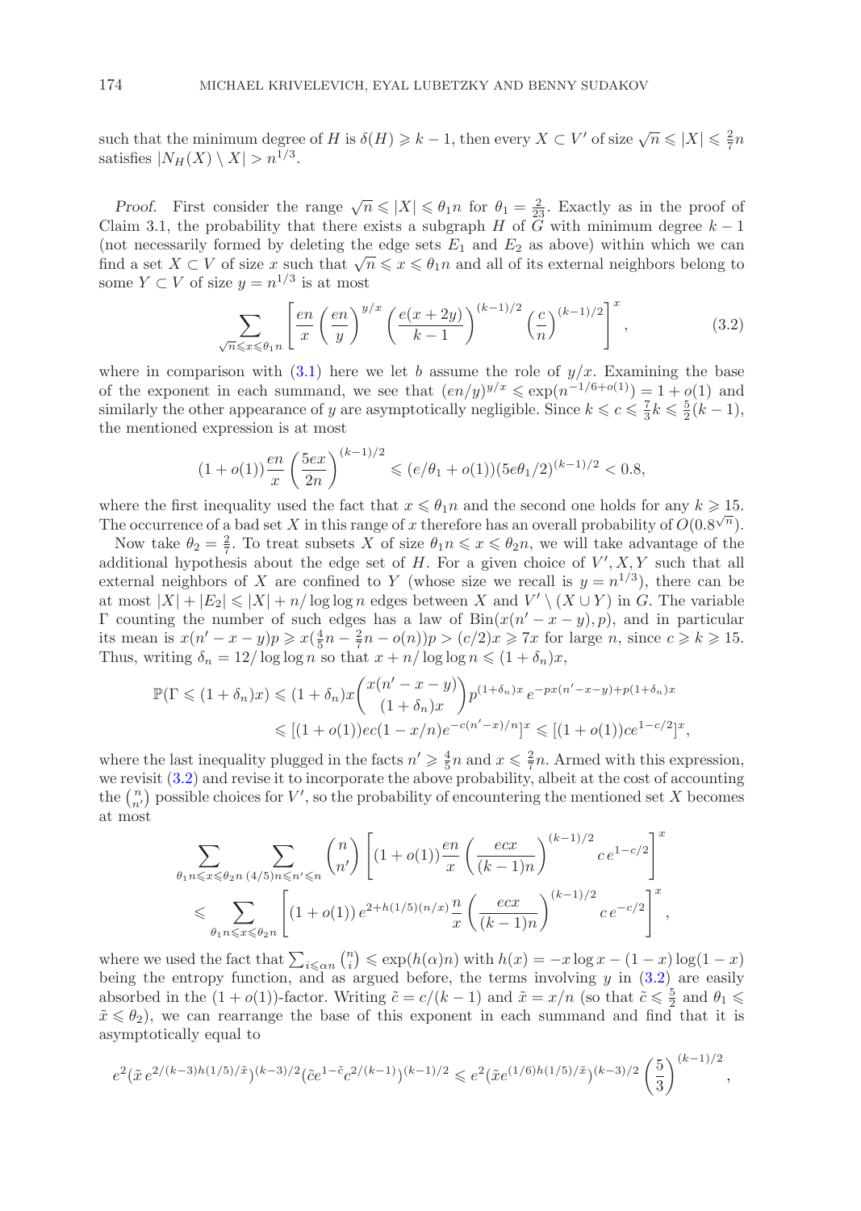such that the minimum degree of $H$ is $\delta(H) \geqslant k-1$, then every $X \subset V'$ of size $\sqrt{n} \leqslant |X| \leqslant \frac{2}{7}n$ satisfies $|N_H(X) \setminus X| > n^{1/3}$.

*Proof.* First consider the range $\sqrt{n} \leqslant |X| \leqslant \theta_1 n$ for $\theta_1 = \frac{2}{23}$. Exactly as in the proof of Claim 3.1, the probability that there exists a subgraph $H$ of $G$ with minimum degree $k-1$ (not necessarily formed by deleting the edge sets $E_1$ and $E_2$ as above) within which we can find a set $X \subset V$ of size $x$ such that $\sqrt{n} \leqslant x \leqslant \theta_1 n$ and all of its external neighbors belong to some $Y \subset V$ of size $y = n^{1/3}$ is at most

$$\sum_{\sqrt{n} \leqslant x \leqslant \theta_1 n} \left[ \frac{en}{x} \left(\frac{en}{y}\right)^{y/x} \left(\frac{e(x+2y)}{k-1}\right)^{(k-1)/2} \left(\frac{c}{n}\right)^{(k-1)/2} \right]^x, \tag{3.2}$$

where in comparison with (3.1) here we let $b$ assume the role of $y/x$. Examining the base of the exponent in each summand, we see that $(en/y)^{y/x} \leqslant \exp(n^{-1/6+o(1)}) = 1 + o(1)$ and similarly the other appearance of $y$ are asymptotically negligible. Since $k \leqslant c \leqslant \frac{7}{3}k \leqslant \frac{5}{2}(k-1)$, the mentioned expression is at most

$$(1+o(1))\frac{en}{x}\left(\frac{5ex}{2n}\right)^{(k-1)/2} \leqslant (e/\theta_1 + o(1))(5e\theta_1/2)^{(k-1)/2} < 0.8,$$

where the first inequality used the fact that $x \leqslant \theta_1 n$ and the second one holds for any $k \geqslant 15$. The occurrence of a bad set $X$ in this range of $x$ therefore has an overall probability of $O(0.8^{\sqrt{n}})$.

Now take $\theta_2 = \frac{2}{7}$. To treat subsets $X$ of size $\theta_1 n \leqslant x \leqslant \theta_2 n$, we will take advantage of the additional hypothesis about the edge set of $H$. For a given choice of $V', X, Y$ such that all external neighbors of $X$ are confined to $Y$ (whose size we recall is $y = n^{1/3}$), there can be at most $|X| + |E_2| \leqslant |X| + n/\log\log n$ edges between $X$ and $V' \setminus (X \cup Y)$ in $G$. The variable $\Gamma$ counting the number of such edges has a law of $\mathrm{Bin}(x(n'-x-y), p)$, and in particular its mean is $x(n'-x-y)p \geqslant x(\frac{4}{5}n - \frac{2}{7}n - o(n))p > (c/2)x \geqslant 7x$ for large $n$, since $c \geqslant k \geqslant 15$. Thus, writing $\delta_n = 12/\log\log n$ so that $x + n/\log\log n \leqslant (1+\delta_n)x$,

$$\begin{aligned}
\mathbb{P}(\Gamma \leqslant (1+\delta_n)x) &\leqslant (1+\delta_n)x \binom{x(n'-x-y)}{(1+\delta_n)x} p^{(1+\delta_n)x} e^{-px(n'-x-y)+p(1+\delta_n)x} \\
&\leqslant [(1+o(1))ec(1-x/n)e^{-c(n'-x)/n}]^x \leqslant [(1+o(1))ce^{1-c/2}]^x,
\end{aligned}$$

where the last inequality plugged in the facts $n' \geqslant \frac{4}{5}n$ and $x \leqslant \frac{2}{7}n$. Armed with this expression, we revisit (3.2) and revise it to incorporate the above probability, albeit at the cost of accounting the $\binom{n}{n'}$ possible choices for $V'$, so the probability of encountering the mentioned set $X$ becomes at most

$$\begin{aligned}
&\sum_{\theta_1 n \leqslant x \leqslant \theta_2 n} \sum_{(4/5)n \leqslant n' \leqslant n} \binom{n}{n'} \left[ (1+o(1))\frac{en}{x}\left(\frac{ecx}{(k-1)n}\right)^{(k-1)/2} c\, e^{1-c/2} \right]^x \\
&\leqslant \sum_{\theta_1 n \leqslant x \leqslant \theta_2 n} \left[ (1+o(1))\, e^{2+h(1/5)(n/x)} \frac{n}{x} \left(\frac{ecx}{(k-1)n}\right)^{(k-1)/2} c\, e^{-c/2} \right]^x,
\end{aligned}$$

where we used the fact that $\sum_{i \leqslant \alpha n} \binom{n}{i} \leqslant \exp(h(\alpha)n)$ with $h(x) = -x\log x - (1-x)\log(1-x)$ being the entropy function, and as argued before, the terms involving $y$ in (3.2) are easily absorbed in the $(1+o(1))$-factor. Writing $\tilde{c} = c/(k-1)$ and $\tilde{x} = x/n$ (so that $\tilde{c} \leqslant \frac{5}{2}$ and $\theta_1 \leqslant \tilde{x} \leqslant \theta_2$), we can rearrange the base of this exponent in each summand and find that it is asymptotically equal to

$$e^2(\tilde{x}\, e^{2/(k-3)h(1/5)/\tilde{x}})^{(k-3)/2}(\tilde{c}e^{1-\tilde{c}}c^{2/(k-1)})^{(k-1)/2} \leqslant e^2(\tilde{x}e^{(1/6)h(1/5)/\tilde{x}})^{(k-3)/2}\left(\frac{5}{3}\right)^{(k-1)/2},$$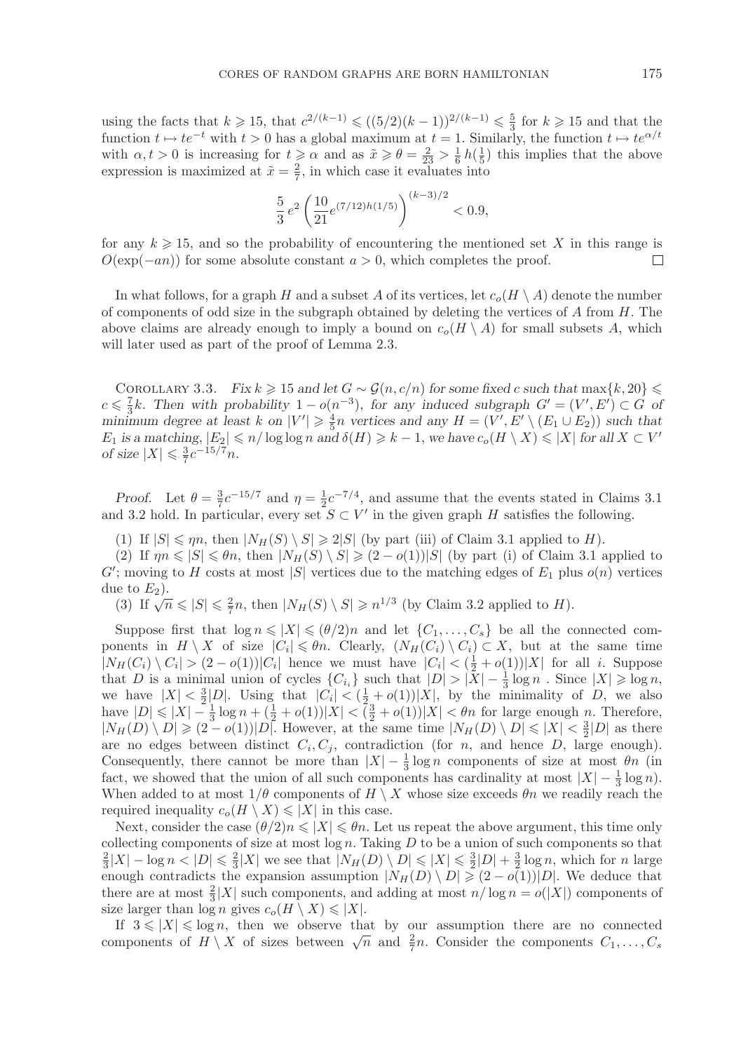using the facts that $k \geqslant 15$, that $c^{2/(k-1)} \leqslant ((5/2)(k-1))^{2/(k-1)} \leqslant \frac{5}{3}$ for $k \geqslant 15$ and that the function $t \mapsto te^{-t}$ with $t > 0$ has a global maximum at $t = 1$. Similarly, the function $t \mapsto te^{\alpha/t}$ with $\alpha, t > 0$ is increasing for $t \geqslant \alpha$ and as $\tilde{x} \geqslant \theta = \frac{2}{23} > \frac{1}{6}\,h(\frac{1}{5})$ this implies that the above expression is maximized at $\tilde{x} = \frac{2}{7}$, in which case it evaluates into

$$\frac{5}{3}\,e^2 \left(\frac{10}{21}e^{(7/12)h(1/5)}\right)^{(k-3)/2} < 0.9,$$

for any $k \geqslant 15$, and so the probability of encountering the mentioned set $X$ in this range is $O(\exp(-an))$ for some absolute constant $a > 0$, which completes the proof. $\square$

In what follows, for a graph $H$ and a subset $A$ of its vertices, let $c_o(H \setminus A)$ denote the number of components of odd size in the subgraph obtained by deleting the vertices of $A$ from $H$. The above claims are already enough to imply a bound on $c_o(H \setminus A)$ for small subsets $A$, which will later used as part of the proof of Lemma 2.3.

Corollary 3.3. *Fix $k \geqslant 15$ and let $G \sim \mathcal{G}(n, c/n)$ for some fixed $c$ such that $\max\{k, 20\} \leqslant c \leqslant \frac{7}{3}k$. Then with probability $1 - o(n^{-3})$, for any induced subgraph $G' = (V', E') \subset G$ of minimum degree at least $k$ on $|V'| \geqslant \frac{4}{5}n$ vertices and any $H = (V', E' \setminus (E_1 \cup E_2))$ such that $E_1$ is a matching, $|E_2| \leqslant n/\log\log n$ and $\delta(H) \geqslant k-1$, we have $c_o(H \setminus X) \leqslant |X|$ for all $X \subset V'$ of size $|X| \leqslant \frac{3}{7}c^{-15/7}n$.*

*Proof.* Let $\theta = \frac{3}{7}c^{-15/7}$ and $\eta = \frac{1}{2}c^{-7/4}$, and assume that the events stated in Claims 3.1 and 3.2 hold. In particular, every set $S \subset V'$ in the given graph $H$ satisfies the following.

(1) If $|S| \leqslant \eta n$, then $|N_H(S) \setminus S| \geqslant 2|S|$ (by part (iii) of Claim 3.1 applied to $H$).

(2) If $\eta n \leqslant |S| \leqslant \theta n$, then $|N_H(S) \setminus S| \geqslant (2 - o(1))|S|$ (by part (i) of Claim 3.1 applied to $G'$; moving to $H$ costs at most $|S|$ vertices due to the matching edges of $E_1$ plus $o(n)$ vertices due to $E_2$).

(3) If $\sqrt{n} \leqslant |S| \leqslant \frac{2}{7}n$, then $|N_H(S) \setminus S| \geqslant n^{1/3}$ (by Claim 3.2 applied to $H$).

Suppose first that $\log n \leqslant |X| \leqslant (\theta/2)n$ and let $\{C_1, \ldots, C_s\}$ be all the connected components in $H \setminus X$ of size $|C_i| \leqslant \theta n$. Clearly, $(N_H(C_i) \setminus C_i) \subset X$, but at the same time $|N_H(C_i) \setminus C_i| > (2 - o(1))|C_i|$ hence we must have $|C_i| < (\frac{1}{2} + o(1))|X|$ for all $i$. Suppose that $D$ is a minimal union of cycles $\{C_{i_i}\}$ such that $|D| > |X| - \frac{1}{3}\log n$ . Since $|X| \geqslant \log n$, we have $|X| < \frac{3}{2}|D|$. Using that $|C_i| < (\frac{1}{2} + o(1))|X|$, by the minimality of $D$, we also have $|D| \leqslant |X| - \frac{1}{3}\log n + (\frac{1}{2} + o(1))|X| < (\frac{3}{2} + o(1))|X| < \theta n$ for large enough $n$. Therefore, $|N_H(D) \setminus D| \geqslant (2 - o(1))|D|$. However, at the same time $|N_H(D) \setminus D| \leqslant |X| < \frac{3}{2}|D|$ as there are no edges between distinct $C_i, C_j$, contradiction (for $n$, and hence $D$, large enough). Consequently, there cannot be more than $|X| - \frac{1}{3}\log n$ components of size at most $\theta n$ (in fact, we showed that the union of all such components has cardinality at most $|X| - \frac{1}{3}\log n$). When added to at most $1/\theta$ components of $H \setminus X$ whose size exceeds $\theta n$ we readily reach the required inequality $c_o(H \setminus X) \leqslant |X|$ in this case.

Next, consider the case $(\theta/2)n \leqslant |X| \leqslant \theta n$. Let us repeat the above argument, this time only collecting components of size at most $\log n$. Taking $D$ to be a union of such components so that $\frac{2}{3}|X| - \log n < |D| \leqslant \frac{2}{3}|X|$ we see that $|N_H(D) \setminus D| \leqslant |X| \leqslant \frac{3}{2}|D| + \frac{3}{2}\log n$, which for $n$ large enough contradicts the expansion assumption $|N_H(D) \setminus D| \geqslant (2 - o(1))|D|$. We deduce that there are at most $\frac{2}{3}|X|$ such components, and adding at most $n/\log n = o(|X|)$ components of size larger than $\log n$ gives $c_o(H \setminus X) \leqslant |X|$.

If $3 \leqslant |X| \leqslant \log n$, then we observe that by our assumption there are no connected components of $H \setminus X$ of sizes between $\sqrt{n}$ and $\frac{2}{7}n$. Consider the components $C_1, \ldots, C_s$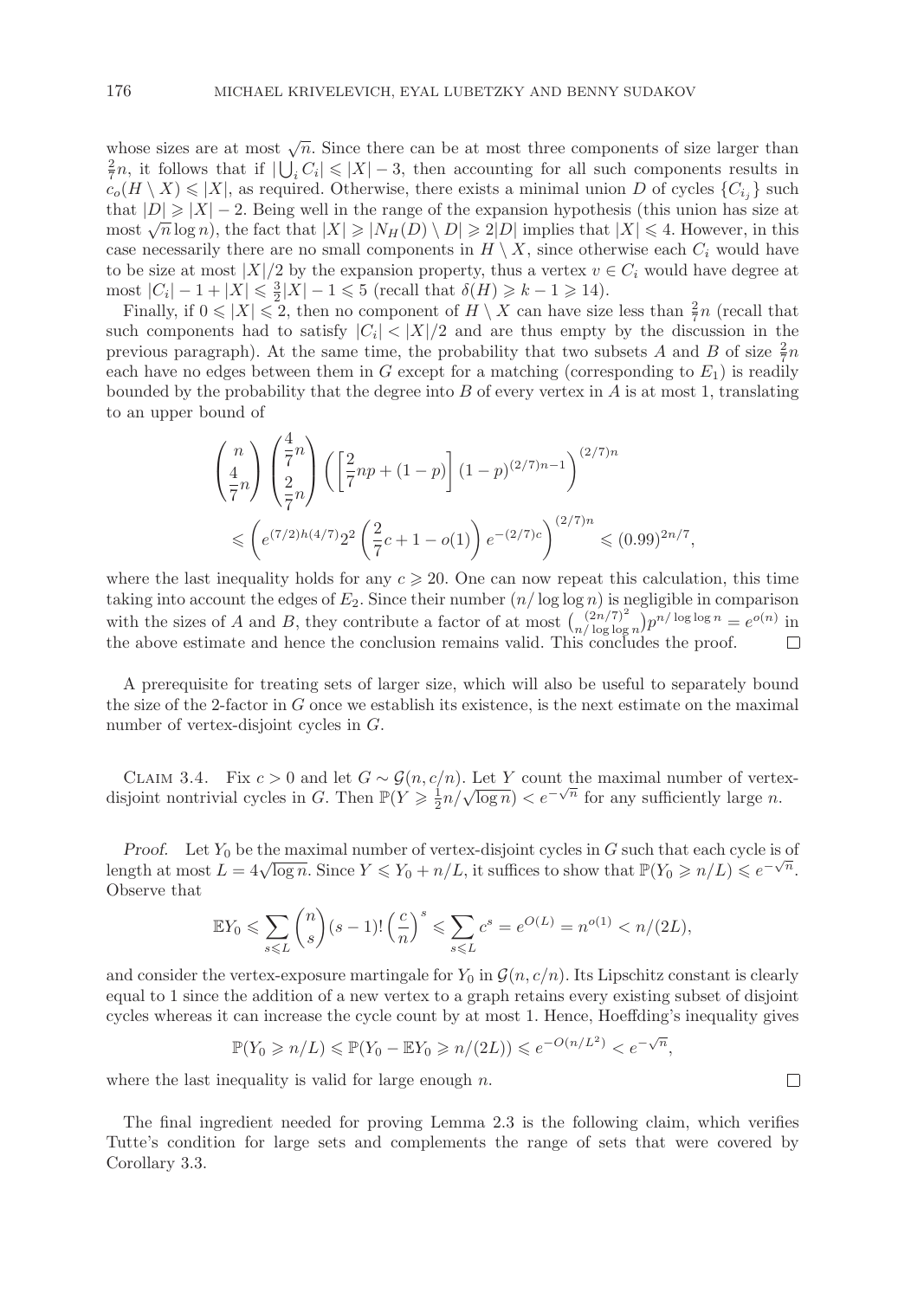whose sizes are at most $\sqrt{n}$. Since there can be at most three components of size larger than $\frac{2}{7}n$, it follows that if $|\bigcup_i C_i| \leqslant |X| - 3$, then accounting for all such components results in $c_o(H \setminus X) \leqslant |X|$, as required. Otherwise, there exists a minimal union $D$ of cycles $\{C_{i_j}\}$ such that $|D| \geqslant |X| - 2$. Being well in the range of the expansion hypothesis (this union has size at most $\sqrt{n}\log n$), the fact that $|X| \geqslant |N_H(D) \setminus D| \geqslant 2|D|$ implies that $|X| \leqslant 4$. However, in this case necessarily there are no small components in $H \setminus X$, since otherwise each $C_i$ would have to be size at most $|X|/2$ by the expansion property, thus a vertex $v \in C_i$ would have degree at most $|C_i| - 1 + |X| \leqslant \frac{3}{2}|X| - 1 \leqslant 5$ (recall that $\delta(H) \geqslant k - 1 \geqslant 14$).

Finally, if $0 \leqslant |X| \leqslant 2$, then no component of $H \setminus X$ can have size less than $\frac{2}{7}n$ (recall that such components had to satisfy $|C_i| < |X|/2$ and are thus empty by the discussion in the previous paragraph). At the same time, the probability that two subsets $A$ and $B$ of size $\frac{2}{7}n$ each have no edges between them in $G$ except for a matching (corresponding to $E_1$) is readily bounded by the probability that the degree into $B$ of every vertex in $A$ is at most 1, translating to an upper bound of

$$
\begin{aligned}
&\binom{n}{\frac{4}{7}n}\binom{\frac{4}{7}n}{\frac{2}{7}n}\left(\left[\frac{2}{7}np + (1-p)\right](1-p)^{(2/7)n-1}\right)^{(2/7)n} \\
&\leqslant \left(e^{(7/2)h(4/7)}2^2\left(\frac{2}{7}c + 1 - o(1)\right)e^{-(2/7)c}\right)^{(2/7)n} \leqslant (0.99)^{2n/7},
\end{aligned}
$$

where the last inequality holds for any $c \geqslant 20$. One can now repeat this calculation, this time taking into account the edges of $E_2$. Since their number $(n/\log\log n)$ is negligible in comparison with the sizes of $A$ and $B$, they contribute a factor of at most $\binom{(2n/7)^2}{n/\log\log n}p^{n/\log\log n} = e^{o(n)}$ in the above estimate and hence the conclusion remains valid. This concludes the proof. $\square$

A prerequisite for treating sets of larger size, which will also be useful to separately bound the size of the 2-factor in $G$ once we establish its existence, is the next estimate on the maximal number of vertex-disjoint cycles in $G$.

Claim 3.4. *Fix $c > 0$ and let $G \sim \mathcal{G}(n, c/n)$. Let $Y$ count the maximal number of vertex-disjoint nontrivial cycles in $G$. Then $\mathbb{P}(Y \geqslant \frac{1}{2}n/\sqrt{\log n}) < e^{-\sqrt{n}}$ for any sufficiently large $n$.*

*Proof.* Let $Y_0$ be the maximal number of vertex-disjoint cycles in $G$ such that each cycle is of length at most $L = 4\sqrt{\log n}$. Since $Y \leqslant Y_0 + n/L$, it suffices to show that $\mathbb{P}(Y_0 \geqslant n/L) \leqslant e^{-\sqrt{n}}$. Observe that

$$
\mathbb{E}Y_0 \leqslant \sum_{s \leqslant L}\binom{n}{s}(s-1)!\left(\frac{c}{n}\right)^s \leqslant \sum_{s \leqslant L} c^s = e^{O(L)} = n^{o(1)} < n/(2L),
$$

and consider the vertex-exposure martingale for $Y_0$ in $\mathcal{G}(n, c/n)$. Its Lipschitz constant is clearly equal to 1 since the addition of a new vertex to a graph retains every existing subset of disjoint cycles whereas it can increase the cycle count by at most 1. Hence, Hoeffding's inequality gives

$$
\mathbb{P}(Y_0 \geqslant n/L) \leqslant \mathbb{P}(Y_0 - \mathbb{E}Y_0 \geqslant n/(2L)) \leqslant e^{-O(n/L^2)} < e^{-\sqrt{n}},
$$

where the last inequality is valid for large enough $n$. $\square$

The final ingredient needed for proving Lemma 2.3 is the following claim, which verifies Tutte's condition for large sets and complements the range of sets that were covered by Corollary 3.3.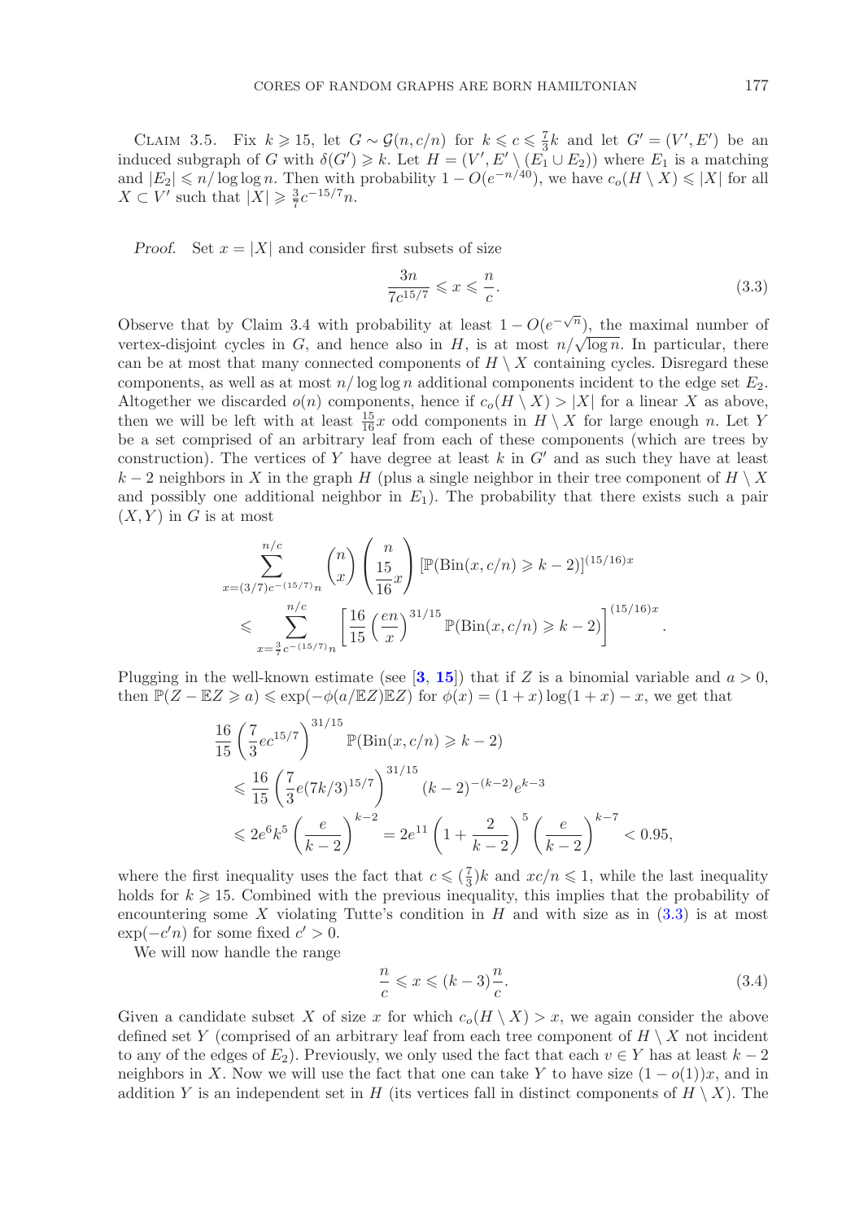Claim 3.5. Fix $k \geqslant 15$, let $G \sim \mathcal{G}(n, c/n)$ for $k \leqslant c \leqslant \frac{7}{3}k$ and let $G' = (V', E')$ be an induced subgraph of $G$ with $\delta(G') \geqslant k$. Let $H = (V', E' \setminus (E_1 \cup E_2))$ where $E_1$ is a matching and $|E_2| \leqslant n/\log\log n$. Then with probability $1 - O(e^{-n/40})$, we have $c_o(H \setminus X) \leqslant |X|$ for all $X \subset V'$ such that $|X| \geqslant \frac{3}{7}c^{-15/7}n$.

*Proof.* Set $x = |X|$ and consider first subsets of size

$$\frac{3n}{7c^{15/7}} \leqslant x \leqslant \frac{n}{c}. \tag{3.3}$$

Observe that by Claim 3.4 with probability at least $1 - O(e^{-\sqrt{n}})$, the maximal number of vertex-disjoint cycles in $G$, and hence also in $H$, is at most $n/\sqrt{\log n}$. In particular, there can be at most that many connected components of $H \setminus X$ containing cycles. Disregard these components, as well as at most $n/\log\log n$ additional components incident to the edge set $E_2$. Altogether we discarded $o(n)$ components, hence if $c_o(H \setminus X) > |X|$ for a linear $X$ as above, then we will be left with at least $\frac{15}{16}x$ odd components in $H \setminus X$ for large enough $n$. Let $Y$ be a set comprised of an arbitrary leaf from each of these components (which are trees by construction). The vertices of $Y$ have degree at least $k$ in $G'$ and as such they have at least $k-2$ neighbors in $X$ in the graph $H$ (plus a single neighbor in their tree component of $H \setminus X$ and possibly one additional neighbor in $E_1$). The probability that there exists such a pair $(X, Y)$ in $G$ is at most

$$\begin{aligned}
&\sum_{x=(3/7)c^{-(15/7)}n}^{n/c} \binom{n}{x}\binom{n}{\frac{15}{16}x}\left[\mathbb{P}(\mathrm{Bin}(x, c/n) \geqslant k-2)\right]^{(15/16)x} \\
&\leqslant \sum_{x=\frac{3}{7}c^{-(15/7)}n}^{n/c} \left[\frac{16}{15}\left(\frac{en}{x}\right)^{31/15}\mathbb{P}(\mathrm{Bin}(x, c/n) \geqslant k-2)\right]^{(15/16)x}.
\end{aligned}$$

Plugging in the well-known estimate (see [3, 15]) that if $Z$ is a binomial variable and $a > 0$, then $\mathbb{P}(Z - \mathbb{E}Z \geqslant a) \leqslant \exp(-\phi(a/\mathbb{E}Z)\mathbb{E}Z)$ for $\phi(x) = (1+x)\log(1+x) - x$, we get that

$$\begin{aligned}
&\frac{16}{15}\left(\frac{7}{3}ec^{15/7}\right)^{31/15}\mathbb{P}(\mathrm{Bin}(x, c/n) \geqslant k-2) \\
&\leqslant \frac{16}{15}\left(\frac{7}{3}e(7k/3)^{15/7}\right)^{31/15}(k-2)^{-(k-2)}e^{k-3} \\
&\leqslant 2e^6k^5\left(\frac{e}{k-2}\right)^{k-2} = 2e^{11}\left(1 + \frac{2}{k-2}\right)^5\left(\frac{e}{k-2}\right)^{k-7} < 0.95,
\end{aligned}$$

where the first inequality uses the fact that $c \leqslant (\frac{7}{3})k$ and $xc/n \leqslant 1$, while the last inequality holds for $k \geqslant 15$. Combined with the previous inequality, this implies that the probability of encountering some $X$ violating Tutte's condition in $H$ and with size as in (3.3) is at most $\exp(-c'n)$ for some fixed $c' > 0$.

We will now handle the range

$$\frac{n}{c} \leqslant x \leqslant (k-3)\frac{n}{c}. \tag{3.4}$$

Given a candidate subset $X$ of size $x$ for which $c_o(H \setminus X) > x$, we again consider the above defined set $Y$ (comprised of an arbitrary leaf from each tree component of $H \setminus X$ not incident to any of the edges of $E_2$). Previously, we only used the fact that each $v \in Y$ has at least $k-2$ neighbors in $X$. Now we will use the fact that one can take $Y$ to have size $(1 - o(1))x$, and in addition $Y$ is an independent set in $H$ (its vertices fall in distinct components of $H \setminus X$). The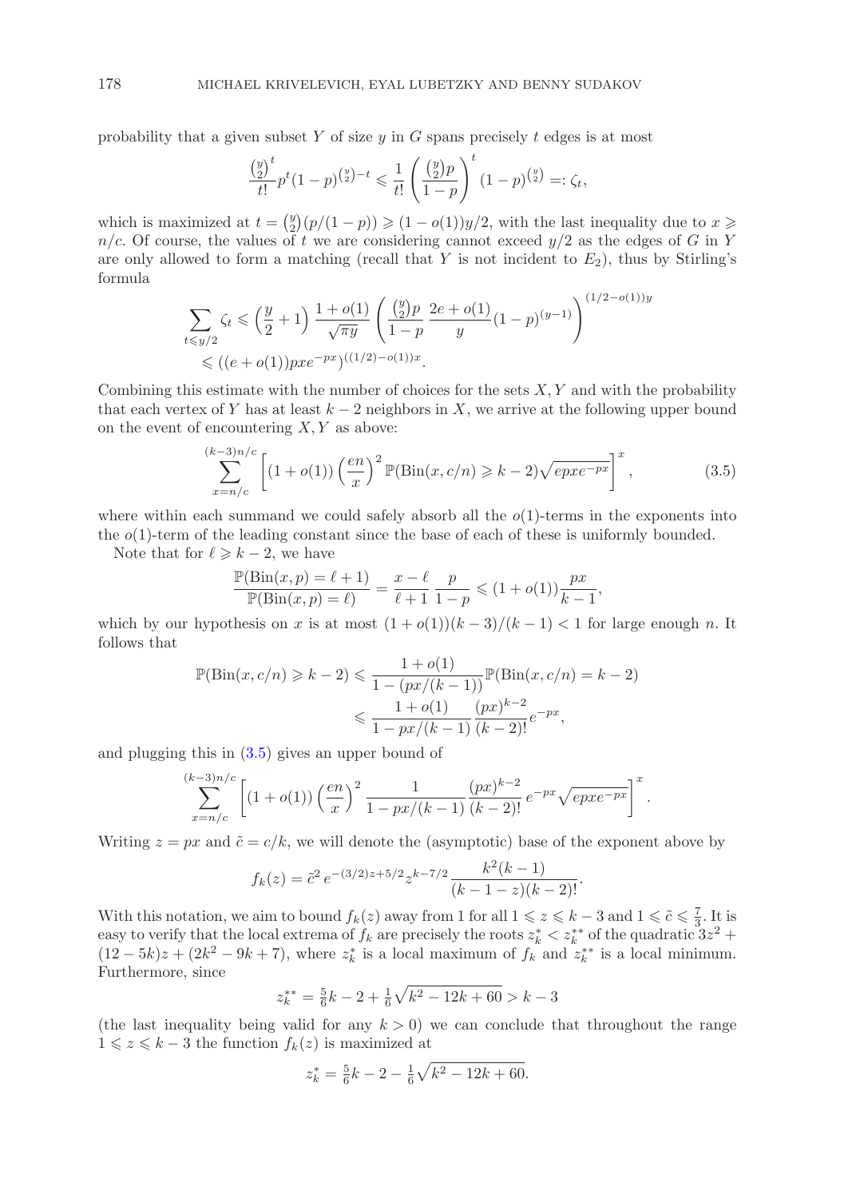probability that a given subset $Y$ of size $y$ in $G$ spans precisely $t$ edges is at most

$$\frac{\binom{y}{2}^t}{t!}p^t(1-p)^{\binom{y}{2}-t} \leqslant \frac{1}{t!}\left(\frac{\binom{y}{2}p}{1-p}\right)^t (1-p)^{\binom{y}{2}} =: \zeta_t,$$

which is maximized at $t = \binom{y}{2}(p/(1-p)) \geqslant (1-o(1))y/2$, with the last inequality due to $x \geqslant n/c$. Of course, the values of $t$ we are considering cannot exceed $y/2$ as the edges of $G$ in $Y$ are only allowed to form a matching (recall that $Y$ is not incident to $E_2$), thus by Stirling's formula

$$\sum_{t \leqslant y/2} \zeta_t \leqslant \left(\frac{y}{2}+1\right)\frac{1+o(1)}{\sqrt{\pi y}}\left(\frac{\binom{y}{2}p}{1-p}\,\frac{2e+o(1)}{y}(1-p)^{(y-1)}\right)^{(1/2-o(1))y}$$
$$\leqslant ((e+o(1))pxe^{-px})^{((1/2)-o(1))x}.$$

Combining this estimate with the number of choices for the sets $X, Y$ and with the probability that each vertex of $Y$ has at least $k-2$ neighbors in $X$, we arrive at the following upper bound on the event of encountering $X, Y$ as above:

$$\sum_{x=n/c}^{(k-3)n/c}\left[(1+o(1))\left(\frac{en}{x}\right)^2 \mathbb{P}(\mathrm{Bin}(x, c/n) \geqslant k-2)\sqrt{epxe^{-px}}\right]^x, \tag{3.5}$$

where within each summand we could safely absorb all the $o(1)$-terms in the exponents into the $o(1)$-term of the leading constant since the base of each of these is uniformly bounded.

Note that for $\ell \geqslant k-2$, we have

$$\frac{\mathbb{P}(\mathrm{Bin}(x,p) = \ell+1)}{\mathbb{P}(\mathrm{Bin}(x,p) = \ell)} = \frac{x-\ell}{\ell+1}\,\frac{p}{1-p} \leqslant (1+o(1))\frac{px}{k-1},$$

which by our hypothesis on $x$ is at most $(1+o(1))(k-3)/(k-1) < 1$ for large enough $n$. It follows that

$$\mathbb{P}(\mathrm{Bin}(x, c/n) \geqslant k-2) \leqslant \frac{1+o(1)}{1-(px/(k-1))}\mathbb{P}(\mathrm{Bin}(x, c/n) = k-2)$$
$$\leqslant \frac{1+o(1)}{1-px/(k-1)}\frac{(px)^{k-2}}{(k-2)!}e^{-px},$$

and plugging this in (3.5) gives an upper bound of

$$\sum_{x=n/c}^{(k-3)n/c}\left[(1+o(1))\left(\frac{en}{x}\right)^2 \frac{1}{1-px/(k-1)}\frac{(px)^{k-2}}{(k-2)!}\,e^{-px}\sqrt{epxe^{-px}}\right]^x.$$

Writing $z = px$ and $\tilde{c} = c/k$, we will denote the (asymptotic) base of the exponent above by

$$f_k(z) = \tilde{c}^2\, e^{-(3/2)z+5/2}z^{k-7/2}\frac{k^2(k-1)}{(k-1-z)(k-2)!}.$$

With this notation, we aim to bound $f_k(z)$ away from 1 for all $1 \leqslant z \leqslant k-3$ and $1 \leqslant \tilde{c} \leqslant \frac{7}{3}$. It is easy to verify that the local extrema of $f_k$ are precisely the roots $z_k^* < z_k^{**}$ of the quadratic $3z^2 + (12-5k)z + (2k^2-9k+7)$, where $z_k^*$ is a local maximum of $f_k$ and $z_k^{**}$ is a local minimum. Furthermore, since

$$z_k^{**} = \tfrac{5}{6}k - 2 + \tfrac{1}{6}\sqrt{k^2-12k+60} > k-3$$

(the last inequality being valid for any $k > 0$) we can conclude that throughout the range $1 \leqslant z \leqslant k-3$ the function $f_k(z)$ is maximized at

$$z_k^* = \tfrac{5}{6}k - 2 - \tfrac{1}{6}\sqrt{k^2-12k+60}.$$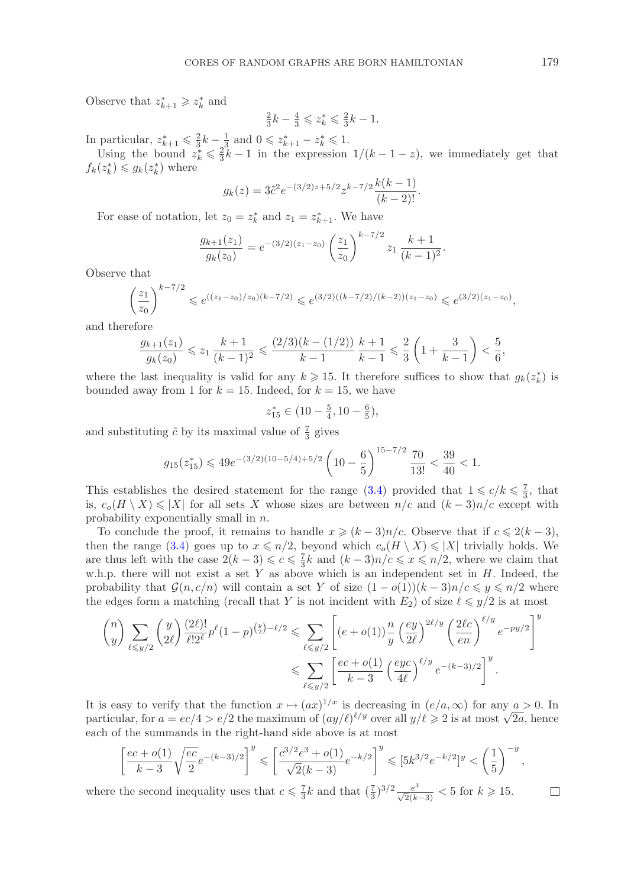Observe that $z^*_{k+1} \geqslant z^*_k$ and

$$\tfrac{2}{3}k - \tfrac{4}{3} \leqslant z^*_k \leqslant \tfrac{2}{3}k - 1.$$

In particular, $z^*_{k+1} \leqslant \frac{2}{3}k - \frac{1}{3}$ and $0 \leqslant z^*_{k+1} - z^*_k \leqslant 1$.

Using the bound $z^*_k \leqslant \frac{2}{3}k - 1$ in the expression $1/(k-1-z)$, we immediately get that $f_k(z^*_k) \leqslant g_k(z^*_k)$ where

$$g_k(z) = 3\tilde{c}^2 e^{-(3/2)z+5/2} z^{k-7/2} \frac{k(k-1)}{(k-2)!}.$$

For ease of notation, let $z_0 = z^*_k$ and $z_1 = z^*_{k+1}$. We have

$$\frac{g_{k+1}(z_1)}{g_k(z_0)} = e^{-(3/2)(z_1 - z_0)} \left(\frac{z_1}{z_0}\right)^{k-7/2} z_1 \frac{k+1}{(k-1)^2}.$$

Observe that

$$\left(\frac{z_1}{z_0}\right)^{k-7/2} \leqslant e^{((z_1-z_0)/z_0)(k-7/2)} \leqslant e^{(3/2)((k-7/2)/(k-2))(z_1-z_0)} \leqslant e^{(3/2)(z_1-z_0)},$$

and therefore

$$\frac{g_{k+1}(z_1)}{g_k(z_0)} \leqslant z_1 \frac{k+1}{(k-1)^2} \leqslant \frac{(2/3)(k-(1/2))}{k-1} \frac{k+1}{k-1} \leqslant \frac{2}{3}\left(1 + \frac{3}{k-1}\right) < \frac{5}{6},$$

where the last inequality is valid for any $k \geqslant 15$. It therefore suffices to show that $g_k(z^*_k)$ is bounded away from 1 for $k = 15$. Indeed, for $k = 15$, we have

$$z^*_{15} \in (10 - \tfrac{5}{4}, 10 - \tfrac{6}{5}),$$

and substituting $\tilde{c}$ by its maximal value of $\frac{7}{3}$ gives

$$g_{15}(z^*_{15}) \leqslant 49 e^{-(3/2)(10-5/4)+5/2} \left(10 - \frac{6}{5}\right)^{15-7/2} \frac{70}{13!} < \frac{39}{40} < 1.$$

This establishes the desired statement for the range (3.4) provided that $1 \leqslant c/k \leqslant \frac{7}{3}$, that is, $c_o(H \setminus X) \leqslant |X|$ for all sets $X$ whose sizes are between $n/c$ and $(k-3)n/c$ except with probability exponentially small in $n$.

To conclude the proof, it remains to handle $x \geqslant (k-3)n/c$. Observe that if $c \leqslant 2(k-3)$, then the range (3.4) goes up to $x \leqslant n/2$, beyond which $c_o(H \setminus X) \leqslant |X|$ trivially holds. We are thus left with the case $2(k-3) \leqslant c \leqslant \frac{7}{3}k$ and $(k-3)n/c \leqslant x \leqslant n/2$, where we claim that w.h.p. there will not exist a set $Y$ as above which is an independent set in $H$. Indeed, the probability that $\mathcal{G}(n, c/n)$ will contain a set $Y$ of size $(1-o(1))(k-3)n/c \leqslant y \leqslant n/2$ where the edges form a matching (recall that $Y$ is not incident with $E_2$) of size $\ell \leqslant y/2$ is at most

$$\begin{aligned}\binom{n}{y} \sum_{\ell \leqslant y/2} \binom{y}{2\ell} \frac{(2\ell)!}{\ell! 2^\ell} p^\ell (1-p)^{\binom{y}{2} - \ell/2} &\leqslant \sum_{\ell \leqslant y/2} \left[(e + o(1))\frac{n}{y} \left(\frac{ey}{2\ell}\right)^{2\ell/y} \left(\frac{2\ell c}{en}\right)^{\ell/y} e^{-py/2}\right]^y \\ &\leqslant \sum_{\ell \leqslant y/2} \left[\frac{ec + o(1)}{k-3} \left(\frac{eyc}{4\ell}\right)^{\ell/y} e^{-(k-3)/2}\right]^y.\end{aligned}$$

It is easy to verify that the function $x \mapsto (ax)^{1/x}$ is decreasing in $(e/a, \infty)$ for any $a > 0$. In particular, for $a = ec/4 > e/2$ the maximum of $(ay/\ell)^{\ell/y}$ over all $y/\ell \geqslant 2$ is at most $\sqrt{2a}$, hence each of the summands in the right-hand side above is at most

$$\left[\frac{ec + o(1)}{k-3}\sqrt{\frac{ec}{2}} e^{-(k-3)/2}\right]^y \leqslant \left[\frac{c^{3/2} e^3 + o(1)}{\sqrt{2}(k-3)} e^{-k/2}\right]^y \leqslant [5k^{3/2} e^{-k/2}]^y < \left(\frac{1}{5}\right)^{-y},$$

where the second inequality uses that $c \leqslant \frac{7}{3}k$ and that $(\frac{7}{3})^{3/2} \frac{e^3}{\sqrt{2}(k-3)} < 5$ for $k \geqslant 15$. $\square$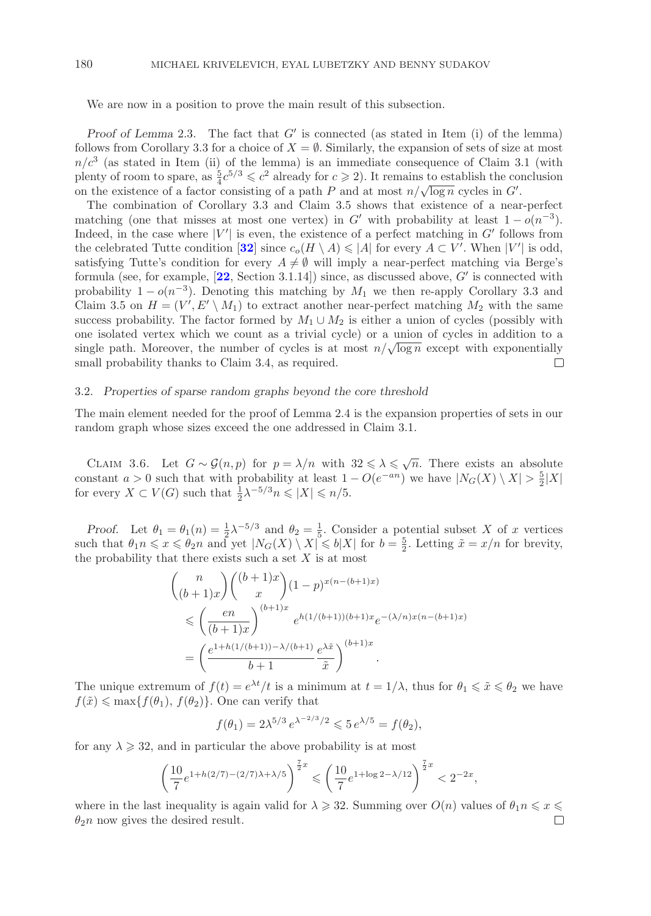We are now in a position to prove the main result of this subsection.

*Proof of Lemma* 2.3. The fact that $G'$ is connected (as stated in Item (i) of the lemma) follows from Corollary 3.3 for a choice of $X = \emptyset$. Similarly, the expansion of sets of size at most $n/c^3$ (as stated in Item (ii) of the lemma) is an immediate consequence of Claim 3.1 (with plenty of room to spare, as $\frac{5}{4}c^{5/3} \leqslant c^2$ already for $c \geqslant 2$). It remains to establish the conclusion on the existence of a factor consisting of a path $P$ and at most $n/\sqrt{\log n}$ cycles in $G'$.

The combination of Corollary 3.3 and Claim 3.5 shows that existence of a near-perfect matching (one that misses at most one vertex) in $G'$ with probability at least $1 - o(n^{-3})$. Indeed, in the case where $|V'|$ is even, the existence of a perfect matching in $G'$ follows from the celebrated Tutte condition [32] since $c_o(H \setminus A) \leqslant |A|$ for every $A \subset V'$. When $|V'|$ is odd, satisfying Tutte's condition for every $A \neq \emptyset$ will imply a near-perfect matching via Berge's formula (see, for example, [22, Section 3.1.14]) since, as discussed above, $G'$ is connected with probability $1 - o(n^{-3})$. Denoting this matching by $M_1$ we then re-apply Corollary 3.3 and Claim 3.5 on $H = (V', E' \setminus M_1)$ to extract another near-perfect matching $M_2$ with the same success probability. The factor formed by $M_1 \cup M_2$ is either a union of cycles (possibly with one isolated vertex which we count as a trivial cycle) or a union of cycles in addition to a single path. Moreover, the number of cycles is at most $n/\sqrt{\log n}$ except with exponentially small probability thanks to Claim 3.4, as required. $\square$

## 3.2. *Properties of sparse random graphs beyond the core threshold*

The main element needed for the proof of Lemma 2.4 is the expansion properties of sets in our random graph whose sizes exceed the one addressed in Claim 3.1.

Claim 3.6. Let $G \sim \mathcal{G}(n, p)$ for $p = \lambda/n$ with $32 \leqslant \lambda \leqslant \sqrt{n}$. There exists an absolute constant $a > 0$ such that with probability at least $1 - O(e^{-an})$ we have $|N_G(X) \setminus X| > \frac{5}{2}|X|$ for every $X \subset V(G)$ such that $\frac{1}{2}\lambda^{-5/3}n \leqslant |X| \leqslant n/5$.

*Proof.* Let $\theta_1 = \theta_1(n) = \frac{1}{2}\lambda^{-5/3}$ and $\theta_2 = \frac{1}{5}$. Consider a potential subset $X$ of $x$ vertices such that $\theta_1 n \leqslant x \leqslant \theta_2 n$ and yet $|N_G(X) \setminus X| \leqslant b|X|$ for $b = \frac{5}{2}$. Letting $\tilde{x} = x/n$ for brevity, the probability that there exists such a set $X$ is at most

$$
\begin{aligned}
&\binom{n}{(b+1)x}\binom{(b+1)x}{x}(1-p)^{x(n-(b+1)x)} \\
&\quad\leqslant \left(\frac{en}{(b+1)x}\right)^{(b+1)x} e^{h(1/(b+1))(b+1)x} e^{-(\lambda/n)x(n-(b+1)x)} \\
&\quad= \left(\frac{e^{1+h(1/(b+1))-\lambda/(b+1)}}{b+1}\frac{e^{\lambda\tilde{x}}}{\tilde{x}}\right)^{(b+1)x}.
\end{aligned}
$$

The unique extremum of $f(t) = e^{\lambda t}/t$ is a minimum at $t = 1/\lambda$, thus for $\theta_1 \leqslant \tilde{x} \leqslant \theta_2$ we have $f(\tilde{x}) \leqslant \max\{f(\theta_1), f(\theta_2)\}$. One can verify that

$$
f(\theta_1) = 2\lambda^{5/3}\, e^{\lambda^{-2/3}/2} \leqslant 5\, e^{\lambda/5} = f(\theta_2),
$$

for any $\lambda \geqslant 32$, and in particular the above probability is at most

$$
\left(\frac{10}{7}e^{1+h(2/7)-(2/7)\lambda+\lambda/5}\right)^{\frac{7}{2}x} \leqslant \left(\frac{10}{7}e^{1+\log 2-\lambda/12}\right)^{\frac{7}{2}x} < 2^{-2x},
$$

where in the last inequality is again valid for $\lambda \geqslant 32$. Summing over $O(n)$ values of $\theta_1 n \leqslant x \leqslant \theta_2 n$ now gives the desired result. $\square$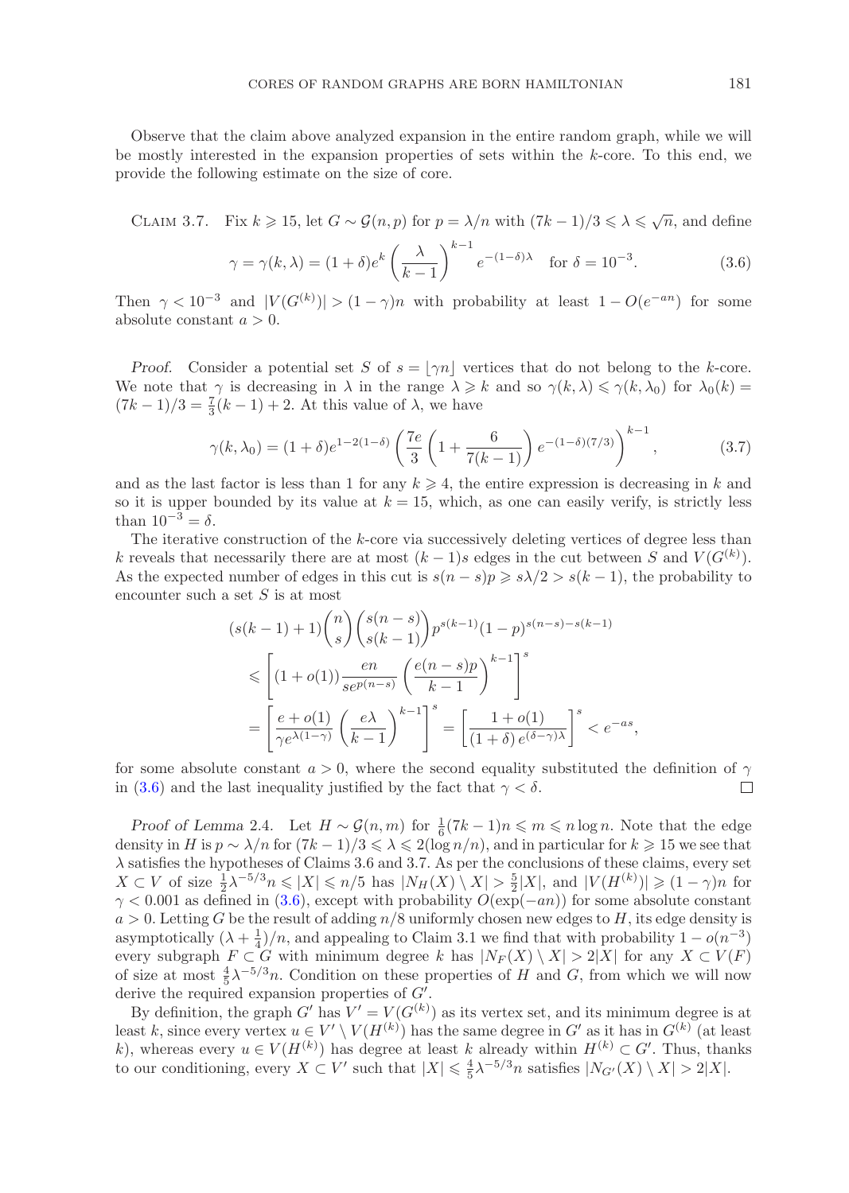Observe that the claim above analyzed expansion in the entire random graph, while we will be mostly interested in the expansion properties of sets within the $k$-core. To this end, we provide the following estimate on the size of core.

Claim 3.7. *Fix $k \geqslant 15$, let $G \sim \mathcal{G}(n,p)$ for $p = \lambda/n$ with $(7k-1)/3 \leqslant \lambda \leqslant \sqrt{n}$, and define*

$$\gamma = \gamma(k,\lambda) = (1+\delta)e^k \left(\frac{\lambda}{k-1}\right)^{k-1} e^{-(1-\delta)\lambda} \quad \text{for } \delta = 10^{-3}. \tag{3.6}$$

*Then $\gamma < 10^{-3}$ and $|V(G^{(k)})| > (1-\gamma)n$ with probability at least $1 - O(e^{-an})$ for some absolute constant $a > 0$.*

*Proof.* Consider a potential set $S$ of $s = \lfloor \gamma n \rfloor$ vertices that do not belong to the $k$-core. We note that $\gamma$ is decreasing in $\lambda$ in the range $\lambda \geqslant k$ and so $\gamma(k,\lambda) \leqslant \gamma(k,\lambda_0)$ for $\lambda_0(k) = (7k-1)/3 = \frac{7}{3}(k-1)+2$. At this value of $\lambda$, we have

$$\gamma(k,\lambda_0) = (1+\delta)e^{1-2(1-\delta)} \left(\frac{7e}{3}\left(1+\frac{6}{7(k-1)}\right)e^{-(1-\delta)(7/3)}\right)^{k-1}, \tag{3.7}$$

and as the last factor is less than 1 for any $k \geqslant 4$, the entire expression is decreasing in $k$ and so it is upper bounded by its value at $k = 15$, which, as one can easily verify, is strictly less than $10^{-3} = \delta$.

The iterative construction of the $k$-core via successively deleting vertices of degree less than $k$ reveals that necessarily there are at most $(k-1)s$ edges in the cut between $S$ and $V(G^{(k)})$. As the expected number of edges in this cut is $s(n-s)p \geqslant s\lambda/2 > s(k-1)$, the probability to encounter such a set $S$ is at most

$$\begin{aligned}
&(s(k-1)+1)\binom{n}{s}\binom{s(n-s)}{s(k-1)}p^{s(k-1)}(1-p)^{s(n-s)-s(k-1)} \\
&\leqslant \left[(1+o(1))\frac{en}{se^{p(n-s)}}\left(\frac{e(n-s)p}{k-1}\right)^{k-1}\right]^s \\
&= \left[\frac{e+o(1)}{\gamma e^{\lambda(1-\gamma)}}\left(\frac{e\lambda}{k-1}\right)^{k-1}\right]^s = \left[\frac{1+o(1)}{(1+\delta)\,e^{(\delta-\gamma)\lambda}}\right]^s < e^{-as},
\end{aligned}$$

for some absolute constant $a > 0$, where the second equality substituted the definition of $\gamma$ in (3.6) and the last inequality justified by the fact that $\gamma < \delta$. $\square$

*Proof of Lemma* 2.4. Let $H \sim \mathcal{G}(n,m)$ for $\frac{1}{6}(7k-1)n \leqslant m \leqslant n\log n$. Note that the edge density in $H$ is $p \sim \lambda/n$ for $(7k-1)/3 \leqslant \lambda \leqslant 2(\log n/n)$, and in particular for $k \geqslant 15$ we see that $\lambda$ satisfies the hypotheses of Claims 3.6 and 3.7. As per the conclusions of these claims, every set $X \subset V$ of size $\frac{1}{2}\lambda^{-5/3}n \leqslant |X| \leqslant n/5$ has $|N_H(X) \setminus X| > \frac{5}{2}|X|$, and $|V(H^{(k)})| \geqslant (1-\gamma)n$ for $\gamma < 0.001$ as defined in (3.6), except with probability $O(\exp(-an))$ for some absolute constant $a > 0$. Letting $G$ be the result of adding $n/8$ uniformly chosen new edges to $H$, its edge density is asymptotically $(\lambda + \frac{1}{4})/n$, and appealing to Claim 3.1 we find that with probability $1 - o(n^{-3})$ every subgraph $F \subset G$ with minimum degree $k$ has $|N_F(X) \setminus X| > 2|X|$ for any $X \subset V(F)$ of size at most $\frac{4}{5}\lambda^{-5/3}n$. Condition on these properties of $H$ and $G$, from which we will now derive the required expansion properties of $G'$.

By definition, the graph $G'$ has $V' = V(G^{(k)})$ as its vertex set, and its minimum degree is at least $k$, since every vertex $u \in V' \setminus V(H^{(k)})$ has the same degree in $G'$ as it has in $G^{(k)}$ (at least $k$), whereas every $u \in V(H^{(k)})$ has degree at least $k$ already within $H^{(k)} \subset G'$. Thus, thanks to our conditioning, every $X \subset V'$ such that $|X| \leqslant \frac{4}{5}\lambda^{-5/3}n$ satisfies $|N_{G'}(X) \setminus X| > 2|X|$.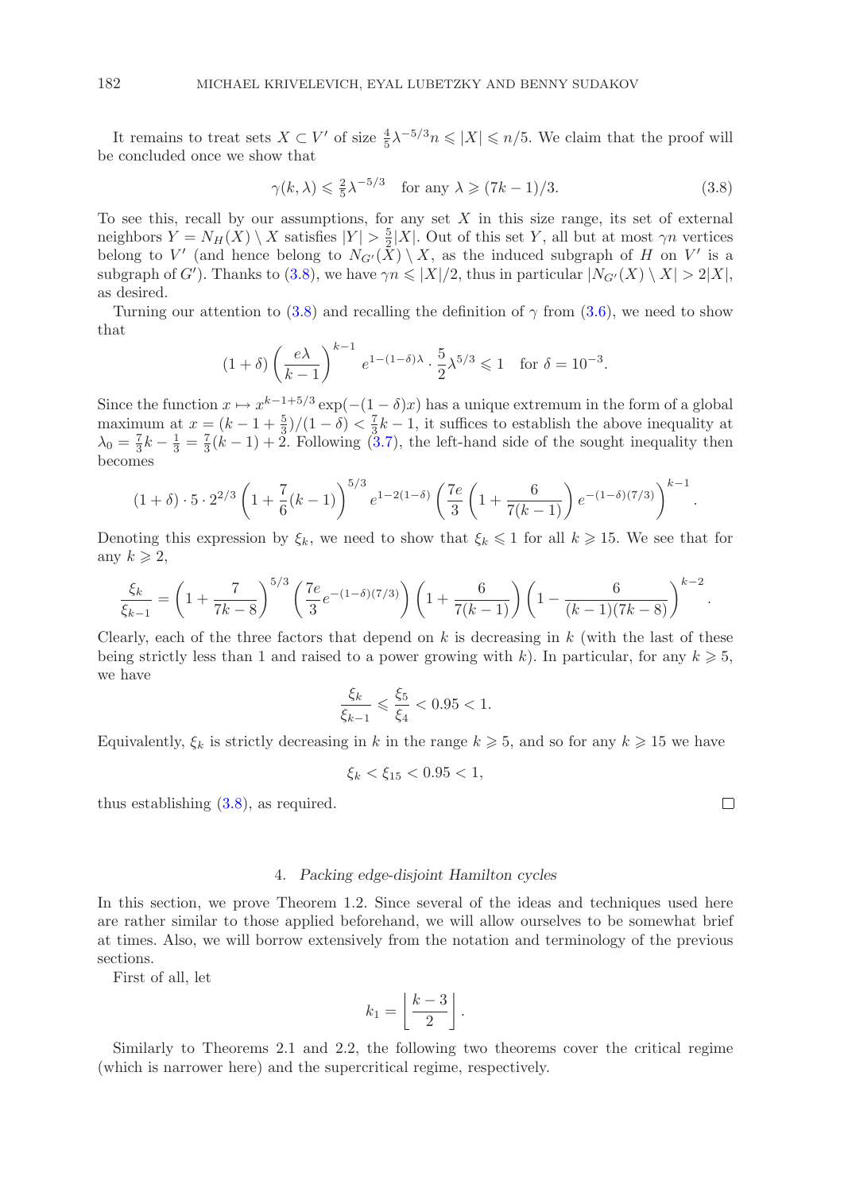It remains to treat sets $X \subset V'$ of size $\frac{4}{5}\lambda^{-5/3}n \leqslant |X| \leqslant n/5$. We claim that the proof will be concluded once we show that

$$\gamma(k,\lambda) \leqslant \tfrac{2}{5}\lambda^{-5/3} \quad \text{for any } \lambda \geqslant (7k-1)/3. \tag{3.8}$$

To see this, recall by our assumptions, for any set $X$ in this size range, its set of external neighbors $Y = N_H(X) \setminus X$ satisfies $|Y| > \frac{5}{2}|X|$. Out of this set $Y$, all but at most $\gamma n$ vertices belong to $V'$ (and hence belong to $N_{G'}(X) \setminus X$, as the induced subgraph of $H$ on $V'$ is a subgraph of $G'$). Thanks to (3.8), we have $\gamma n \leqslant |X|/2$, thus in particular $|N_{G'}(X) \setminus X| > 2|X|$, as desired.

Turning our attention to (3.8) and recalling the definition of $\gamma$ from (3.6), we need to show that

$$(1+\delta)\left(\frac{e\lambda}{k-1}\right)^{k-1} e^{1-(1-\delta)\lambda} \cdot \frac{5}{2}\lambda^{5/3} \leqslant 1 \quad \text{for } \delta = 10^{-3}.$$

Since the function $x \mapsto x^{k-1+5/3}\exp(-(1-\delta)x)$ has a unique extremum in the form of a global maximum at $x = (k-1+\frac{5}{3})/(1-\delta) < \frac{7}{3}k - 1$, it suffices to establish the above inequality at $\lambda_0 = \frac{7}{3}k - \frac{1}{3} = \frac{7}{3}(k-1) + 2$. Following (3.7), the left-hand side of the sought inequality then becomes

$$(1+\delta)\cdot 5 \cdot 2^{2/3}\left(1 + \frac{7}{6}(k-1)\right)^{5/3} e^{1-2(1-\delta)}\left(\frac{7e}{3}\left(1 + \frac{6}{7(k-1)}\right)e^{-(1-\delta)(7/3)}\right)^{k-1}.$$

Denoting this expression by $\xi_k$, we need to show that $\xi_k \leqslant 1$ for all $k \geqslant 15$. We see that for any $k \geqslant 2$,

$$\frac{\xi_k}{\xi_{k-1}} = \left(1 + \frac{7}{7k-8}\right)^{5/3}\left(\frac{7e}{3}e^{-(1-\delta)(7/3)}\right)\left(1 + \frac{6}{7(k-1)}\right)\left(1 - \frac{6}{(k-1)(7k-8)}\right)^{k-2}.$$

Clearly, each of the three factors that depend on $k$ is decreasing in $k$ (with the last of these being strictly less than 1 and raised to a power growing with $k$). In particular, for any $k \geqslant 5$, we have

$$\frac{\xi_k}{\xi_{k-1}} \leqslant \frac{\xi_5}{\xi_4} < 0.95 < 1.$$

Equivalently, $\xi_k$ is strictly decreasing in $k$ in the range $k \geqslant 5$, and so for any $k \geqslant 15$ we have

$$\xi_k < \xi_{15} < 0.95 < 1,$$

thus establishing (3.8), as required. □

## 4. *Packing edge-disjoint Hamilton cycles*

In this section, we prove Theorem 1.2. Since several of the ideas and techniques used here are rather similar to those applied beforehand, we will allow ourselves to be somewhat brief at times. Also, we will borrow extensively from the notation and terminology of the previous sections.

First of all, let

$$k_1 = \left\lfloor \frac{k-3}{2} \right\rfloor.$$

Similarly to Theorems 2.1 and 2.2, the following two theorems cover the critical regime (which is narrower here) and the supercritical regime, respectively.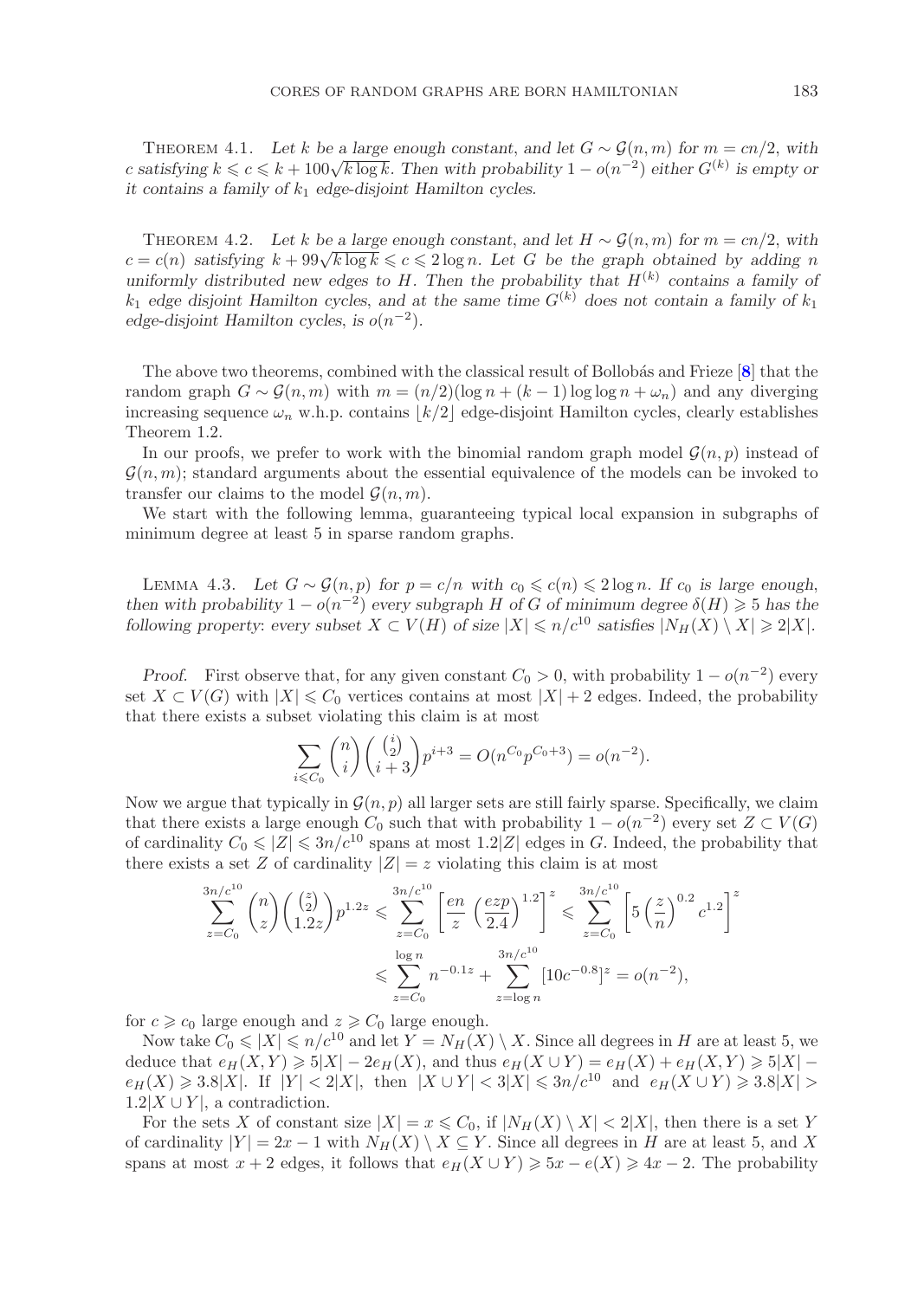THEOREM 4.1. *Let $k$ be a large enough constant, and let $G \sim \mathcal{G}(n, m)$ for $m = cn/2$, with $c$ satisfying $k \leqslant c \leqslant k + 100\sqrt{k \log k}$. Then with probability $1 - o(n^{-2})$ either $G^{(k)}$ is empty or it contains a family of $k_1$ edge-disjoint Hamilton cycles.*

THEOREM 4.2. *Let $k$ be a large enough constant, and let $H \sim \mathcal{G}(n, m)$ for $m = cn/2$, with $c = c(n)$ satisfying $k + 99\sqrt{k \log k} \leqslant c \leqslant 2 \log n$. Let $G$ be the graph obtained by adding $n$ uniformly distributed new edges to $H$. Then the probability that $H^{(k)}$ contains a family of $k_1$ edge disjoint Hamilton cycles, and at the same time $G^{(k)}$ does not contain a family of $k_1$ edge-disjoint Hamilton cycles, is $o(n^{-2})$.*

The above two theorems, combined with the classical result of Bollobás and Frieze [8] that the random graph $G \sim \mathcal{G}(n, m)$ with $m = (n/2)(\log n + (k-1) \log \log n + \omega_n)$ and any diverging increasing sequence $\omega_n$ w.h.p. contains $\lfloor k/2 \rfloor$ edge-disjoint Hamilton cycles, clearly establishes Theorem 1.2.

In our proofs, we prefer to work with the binomial random graph model $\mathcal{G}(n, p)$ instead of $\mathcal{G}(n, m)$; standard arguments about the essential equivalence of the models can be invoked to transfer our claims to the model $\mathcal{G}(n, m)$.

We start with the following lemma, guaranteeing typical local expansion in subgraphs of minimum degree at least 5 in sparse random graphs.

LEMMA 4.3. *Let $G \sim \mathcal{G}(n, p)$ for $p = c/n$ with $c_0 \leqslant c(n) \leqslant 2 \log n$. If $c_0$ is large enough, then with probability $1 - o(n^{-2})$ every subgraph $H$ of $G$ of minimum degree $\delta(H) \geqslant 5$ has the following property: every subset $X \subset V(H)$ of size $|X| \leqslant n/c^{10}$ satisfies $|N_H(X) \setminus X| \geqslant 2|X|$.*

*Proof.* First observe that, for any given constant $C_0 > 0$, with probability $1 - o(n^{-2})$ every set $X \subset V(G)$ with $|X| \leqslant C_0$ vertices contains at most $|X| + 2$ edges. Indeed, the probability that there exists a subset violating this claim is at most

$$\sum_{i \leqslant C_0} \binom{n}{i} \binom{\binom{i}{2}}{i+3} p^{i+3} = O(n^{C_0} p^{C_0+3}) = o(n^{-2}).$$

Now we argue that typically in $\mathcal{G}(n, p)$ all larger sets are still fairly sparse. Specifically, we claim that there exists a large enough $C_0$ such that with probability $1 - o(n^{-2})$ every set $Z \subset V(G)$ of cardinality $C_0 \leqslant |Z| \leqslant 3n/c^{10}$ spans at most $1.2|Z|$ edges in $G$. Indeed, the probability that there exists a set $Z$ of cardinality $|Z| = z$ violating this claim is at most

$$\sum_{z=C_0}^{3n/c^{10}} \binom{n}{z} \binom{\binom{z}{2}}{1.2z} p^{1.2z} \leqslant \sum_{z=C_0}^{3n/c^{10}} \left[ \frac{en}{z} \left( \frac{ezp}{2.4} \right)^{1.2} \right]^z \leqslant \sum_{z=C_0}^{3n/c^{10}} \left[ 5 \left( \frac{z}{n} \right)^{0.2} c^{1.2} \right]^z$$

$$\leqslant \sum_{z=C_0}^{\log n} n^{-0.1z} + \sum_{z=\log n}^{3n/c^{10}} [10c^{-0.8}]^z = o(n^{-2}),$$

for $c \geqslant c_0$ large enough and $z \geqslant C_0$ large enough.

Now take $C_0 \leqslant |X| \leqslant n/c^{10}$ and let $Y = N_H(X) \setminus X$. Since all degrees in $H$ are at least 5, we deduce that $e_H(X, Y) \geqslant 5|X| - 2e_H(X)$, and thus $e_H(X \cup Y) = e_H(X) + e_H(X, Y) \geqslant 5|X| - e_H(X) \geqslant 3.8|X|$. If $|Y| < 2|X|$, then $|X \cup Y| < 3|X| \leqslant 3n/c^{10}$ and $e_H(X \cup Y) \geqslant 3.8|X| > 1.2|X \cup Y|$, a contradiction.

For the sets $X$ of constant size $|X| = x \leqslant C_0$, if $|N_H(X) \setminus X| < 2|X|$, then there is a set $Y$ of cardinality $|Y| = 2x - 1$ with $N_H(X) \setminus X \subseteq Y$. Since all degrees in $H$ are at least 5, and $X$ spans at most $x + 2$ edges, it follows that $e_H(X \cup Y) \geqslant 5x - e(X) \geqslant 4x - 2$. The probability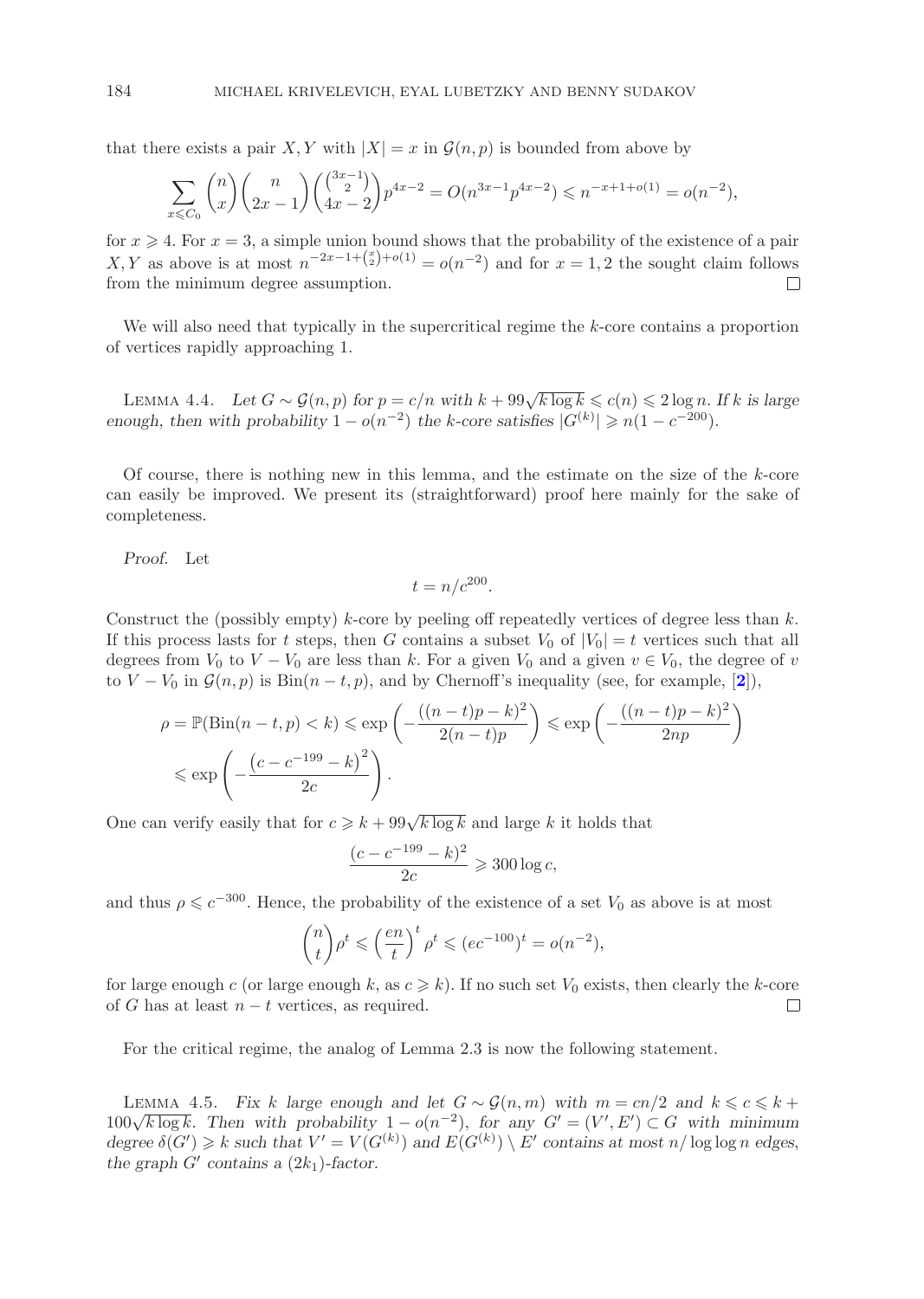that there exists a pair $X, Y$ with $|X| = x$ in $\mathcal{G}(n,p)$ is bounded from above by

$$\sum_{x \leqslant C_0} \binom{n}{x}\binom{n}{2x-1}\binom{\binom{3x-1}{2}}{4x-2} p^{4x-2} = O(n^{3x-1}p^{4x-2}) \leqslant n^{-x+1+o(1)} = o(n^{-2}),$$

for $x \geqslant 4$. For $x = 3$, a simple union bound shows that the probability of the existence of a pair $X, Y$ as above is at most $n^{-2x-1+\binom{x}{2}+o(1)} = o(n^{-2})$ and for $x = 1, 2$ the sought claim follows from the minimum degree assumption. □

We will also need that typically in the supercritical regime the $k$-core contains a proportion of vertices rapidly approaching 1.

Lemma 4.4. *Let $G \sim \mathcal{G}(n,p)$ for $p = c/n$ with $k + 99\sqrt{k \log k} \leqslant c(n) \leqslant 2\log n$. If $k$ is large enough, then with probability $1 - o(n^{-2})$ the $k$-core satisfies $|G^{(k)}| \geqslant n(1 - c^{-200})$.*

Of course, there is nothing new in this lemma, and the estimate on the size of the $k$-core can easily be improved. We present its (straightforward) proof here mainly for the sake of completeness.

*Proof.* Let

$$t = n/c^{200}.$$

Construct the (possibly empty) $k$-core by peeling off repeatedly vertices of degree less than $k$. If this process lasts for $t$ steps, then $G$ contains a subset $V_0$ of $|V_0| = t$ vertices such that all degrees from $V_0$ to $V - V_0$ are less than $k$. For a given $V_0$ and a given $v \in V_0$, the degree of $v$ to $V - V_0$ in $\mathcal{G}(n,p)$ is $\mathrm{Bin}(n-t, p)$, and by Chernoff's inequality (see, for example, [2]),

$$\rho = \mathbb{P}(\mathrm{Bin}(n-t,p) < k) \leqslant \exp\left(-\frac{((n-t)p-k)^2}{2(n-t)p}\right) \leqslant \exp\left(-\frac{((n-t)p-k)^2}{2np}\right)$$
$$\leqslant \exp\left(-\frac{\left(c - c^{-199} - k\right)^2}{2c}\right).$$

One can verify easily that for $c \geqslant k + 99\sqrt{k\log k}$ and large $k$ it holds that

$$\frac{(c - c^{-199} - k)^2}{2c} \geqslant 300 \log c,$$

and thus $\rho \leqslant c^{-300}$. Hence, the probability of the existence of a set $V_0$ as above is at most

$$\binom{n}{t}\rho^t \leqslant \left(\frac{en}{t}\right)^t \rho^t \leqslant (ec^{-100})^t = o(n^{-2}),$$

for large enough $c$ (or large enough $k$, as $c \geqslant k$). If no such set $V_0$ exists, then clearly the $k$-core of $G$ has at least $n - t$ vertices, as required. □

For the critical regime, the analog of Lemma 2.3 is now the following statement.

Lemma 4.5. *Fix $k$ large enough and let $G \sim \mathcal{G}(n,m)$ with $m = cn/2$ and $k \leqslant c \leqslant k + 100\sqrt{k\log k}$. Then with probability $1 - o(n^{-2})$, for any $G' = (V', E') \subset G$ with minimum degree $\delta(G') \geqslant k$ such that $V' = V(G^{(k)})$ and $E(G^{(k)}) \setminus E'$ contains at most $n/\log\log n$ edges, the graph $G'$ contains a $(2k_1)$-factor.*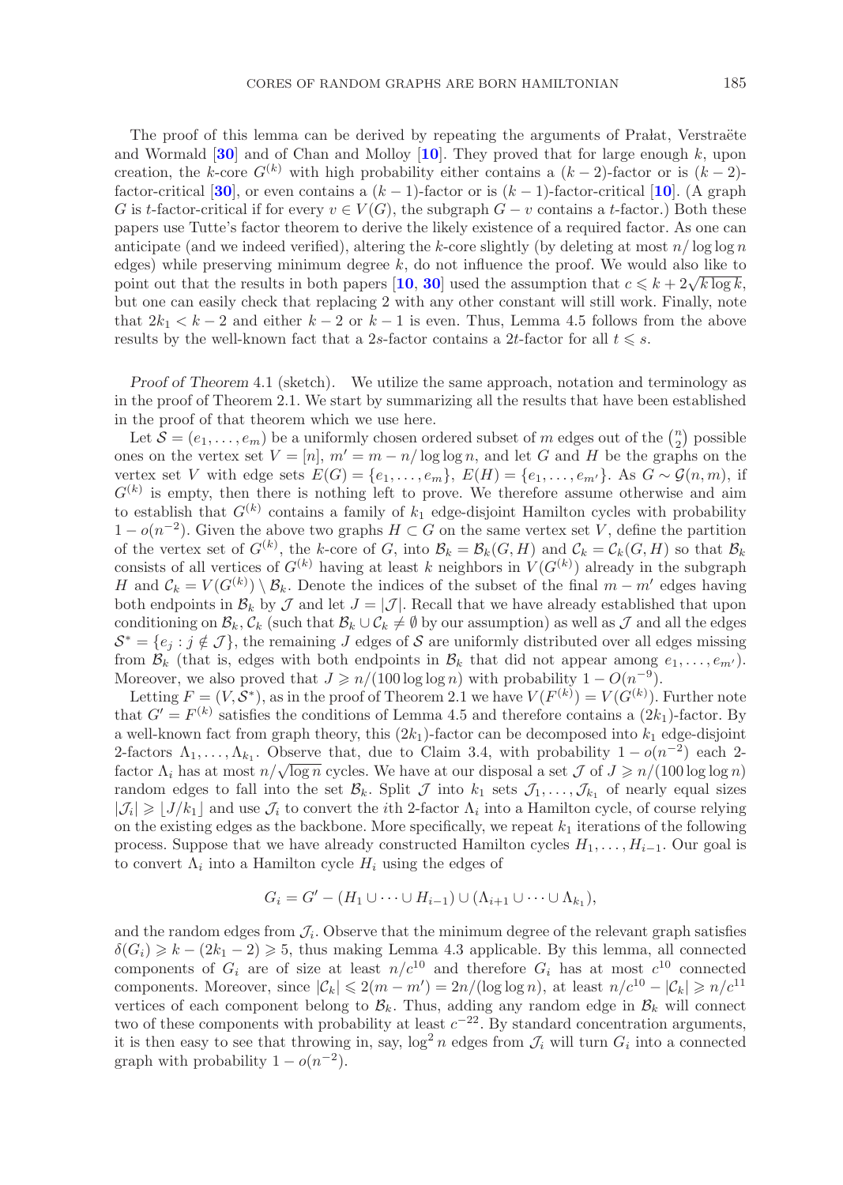The proof of this lemma can be derived by repeating the arguments of Prałat, Verstraëte and Wormald [**30**] and of Chan and Molloy [**10**]. They proved that for large enough $k$, upon creation, the $k$-core $G^{(k)}$ with high probability either contains a $(k-2)$-factor or is $(k-2)$-factor-critical [**30**], or even contains a $(k-1)$-factor or is $(k-1)$-factor-critical [**10**]. (A graph $G$ is $t$-factor-critical if for every $v \in V(G)$, the subgraph $G - v$ contains a $t$-factor.) Both these papers use Tutte's factor theorem to derive the likely existence of a required factor. As one can anticipate (and we indeed verified), altering the $k$-core slightly (by deleting at most $n/\log\log n$ edges) while preserving minimum degree $k$, do not influence the proof. We would also like to point out that the results in both papers [**10**, **30**] used the assumption that $c \leqslant k + 2\sqrt{k \log k}$, but one can easily check that replacing 2 with any other constant will still work. Finally, note that $2k_1 < k-2$ and either $k-2$ or $k-1$ is even. Thus, Lemma 4.5 follows from the above results by the well-known fact that a $2s$-factor contains a $2t$-factor for all $t \leqslant s$.

*Proof of Theorem* 4.1 (sketch). We utilize the same approach, notation and terminology as in the proof of Theorem 2.1. We start by summarizing all the results that have been established in the proof of that theorem which we use here.

Let $\mathcal{S} = (e_1, \ldots, e_m)$ be a uniformly chosen ordered subset of $m$ edges out of the $\binom{n}{2}$ possible ones on the vertex set $V = [n]$, $m' = m - n/\log\log n$, and let $G$ and $H$ be the graphs on the vertex set $V$ with edge sets $E(G) = \{e_1, \ldots, e_m\}$, $E(H) = \{e_1, \ldots, e_{m'}\}$. As $G \sim \mathcal{G}(n, m)$, if $G^{(k)}$ is empty, then there is nothing left to prove. We therefore assume otherwise and aim to establish that $G^{(k)}$ contains a family of $k_1$ edge-disjoint Hamilton cycles with probability $1 - o(n^{-2})$. Given the above two graphs $H \subset G$ on the same vertex set $V$, define the partition of the vertex set of $G^{(k)}$, the $k$-core of $G$, into $\mathcal{B}_k = \mathcal{B}_k(G, H)$ and $\mathcal{C}_k = \mathcal{C}_k(G, H)$ so that $\mathcal{B}_k$ consists of all vertices of $G^{(k)}$ having at least $k$ neighbors in $V(G^{(k)})$ already in the subgraph $H$ and $\mathcal{C}_k = V(G^{(k)}) \setminus \mathcal{B}_k$. Denote the indices of the subset of the final $m - m'$ edges having both endpoints in $\mathcal{B}_k$ by $\mathcal{J}$ and let $J = |\mathcal{J}|$. Recall that we have already established that upon conditioning on $\mathcal{B}_k, \mathcal{C}_k$ (such that $\mathcal{B}_k \cup \mathcal{C}_k \neq \emptyset$ by our assumption) as well as $\mathcal{J}$ and all the edges $\mathcal{S}^* = \{e_j : j \notin \mathcal{J}\}$, the remaining $J$ edges of $\mathcal{S}$ are uniformly distributed over all edges missing from $\mathcal{B}_k$ (that is, edges with both endpoints in $\mathcal{B}_k$ that did not appear among $e_1, \ldots, e_{m'}$). Moreover, we also proved that $J \geqslant n/(100 \log\log n)$ with probability $1 - O(n^{-9})$.

Letting $F = (V, \mathcal{S}^*)$, as in the proof of Theorem 2.1 we have $V(F^{(k)}) = V(G^{(k)})$. Further note that $G' = F^{(k)}$ satisfies the conditions of Lemma 4.5 and therefore contains a $(2k_1)$-factor. By a well-known fact from graph theory, this $(2k_1)$-factor can be decomposed into $k_1$ edge-disjoint 2-factors $\Lambda_1, \ldots, \Lambda_{k_1}$. Observe that, due to Claim 3.4, with probability $1 - o(n^{-2})$ each 2-factor $\Lambda_i$ has at most $n/\sqrt{\log n}$ cycles. We have at our disposal a set $\mathcal{J}$ of $J \geqslant n/(100 \log\log n)$ random edges to fall into the set $\mathcal{B}_k$. Split $\mathcal{J}$ into $k_1$ sets $\mathcal{J}_1, \ldots, \mathcal{J}_{k_1}$ of nearly equal sizes $|\mathcal{J}_i| \geqslant \lfloor J/k_1 \rfloor$ and use $\mathcal{J}_i$ to convert the $i$th 2-factor $\Lambda_i$ into a Hamilton cycle, of course relying on the existing edges as the backbone. More specifically, we repeat $k_1$ iterations of the following process. Suppose that we have already constructed Hamilton cycles $H_1, \ldots, H_{i-1}$. Our goal is to convert $\Lambda_i$ into a Hamilton cycle $H_i$ using the edges of

$$G_i = G' - (H_1 \cup \cdots \cup H_{i-1}) \cup (\Lambda_{i+1} \cup \cdots \cup \Lambda_{k_1}),$$

and the random edges from $\mathcal{J}_i$. Observe that the minimum degree of the relevant graph satisfies $\delta(G_i) \geqslant k - (2k_1 - 2) \geqslant 5$, thus making Lemma 4.3 applicable. By this lemma, all connected components of $G_i$ are of size at least $n/c^{10}$ and therefore $G_i$ has at most $c^{10}$ connected components. Moreover, since $|\mathcal{C}_k| \leqslant 2(m - m') = 2n/(\log\log n)$, at least $n/c^{10} - |\mathcal{C}_k| \geqslant n/c^{11}$ vertices of each component belong to $\mathcal{B}_k$. Thus, adding any random edge in $\mathcal{B}_k$ will connect two of these components with probability at least $c^{-22}$. By standard concentration arguments, it is then easy to see that throwing in, say, $\log^2 n$ edges from $\mathcal{J}_i$ will turn $G_i$ into a connected graph with probability $1 - o(n^{-2})$.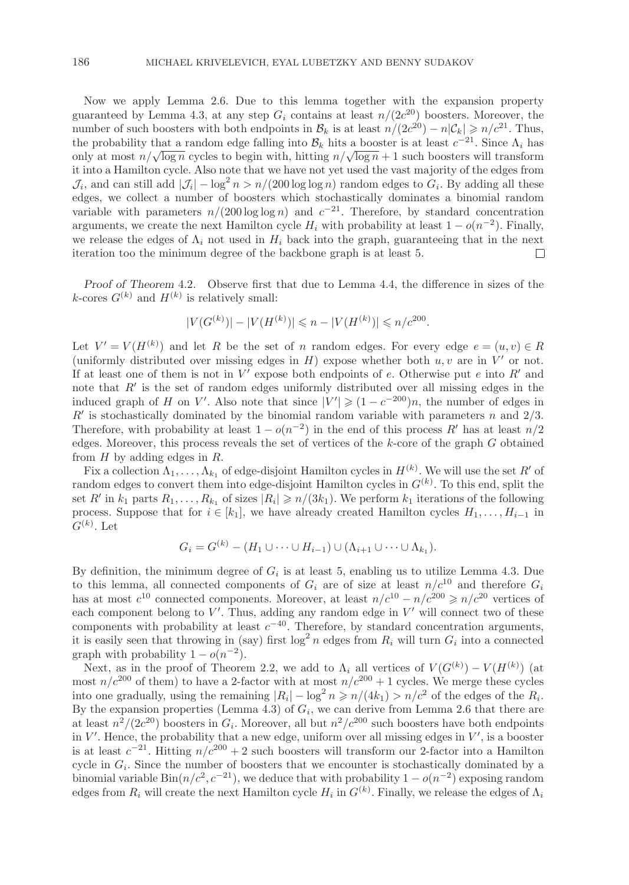Now we apply Lemma 2.6. Due to this lemma together with the expansion property guaranteed by Lemma 4.3, at any step $G_i$ contains at least $n/(2c^{20})$ boosters. Moreover, the number of such boosters with both endpoints in $\mathcal{B}_k$ is at least $n/(2c^{20}) - n|\mathcal{C}_k| \geqslant n/c^{21}$. Thus, the probability that a random edge falling into $\mathcal{B}_k$ hits a booster is at least $c^{-21}$. Since $\Lambda_i$ has only at most $n/\sqrt{\log n}$ cycles to begin with, hitting $n/\sqrt{\log n}+1$ such boosters will transform it into a Hamilton cycle. Also note that we have not yet used the vast majority of the edges from $\mathcal{J}_i$, and can still add $|\mathcal{J}_i| - \log^2 n > n/(200\log\log n)$ random edges to $G_i$. By adding all these edges, we collect a number of boosters which stochastically dominates a binomial random variable with parameters $n/(200\log\log n)$ and $c^{-21}$. Therefore, by standard concentration arguments, we create the next Hamilton cycle $H_i$ with probability at least $1-o(n^{-2})$. Finally, we release the edges of $\Lambda_i$ not used in $H_i$ back into the graph, guaranteeing that in the next iteration too the minimum degree of the backbone graph is at least 5. □

*Proof of Theorem* 4.2. Observe first that due to Lemma 4.4, the difference in sizes of the $k$-cores $G^{(k)}$ and $H^{(k)}$ is relatively small:

$$|V(G^{(k)})| - |V(H^{(k)})| \leqslant n - |V(H^{(k)})| \leqslant n/c^{200}.$$

Let $V' = V(H^{(k)})$ and let $R$ be the set of $n$ random edges. For every edge $e=(u,v)\in R$ (uniformly distributed over missing edges in $H$) expose whether both $u,v$ are in $V'$ or not. If at least one of them is not in $V'$ expose both endpoints of $e$. Otherwise put $e$ into $R'$ and note that $R'$ is the set of random edges uniformly distributed over all missing edges in the induced graph of $H$ on $V'$. Also note that since $|V'| \geqslant (1-c^{-200})n$, the number of edges in $R'$ is stochastically dominated by the binomial random variable with parameters $n$ and $2/3$. Therefore, with probability at least $1-o(n^{-2})$ in the end of this process $R'$ has at least $n/2$ edges. Moreover, this process reveals the set of vertices of the $k$-core of the graph $G$ obtained from $H$ by adding edges in $R$.

Fix a collection $\Lambda_1,\ldots,\Lambda_{k_1}$ of edge-disjoint Hamilton cycles in $H^{(k)}$. We will use the set $R'$ of random edges to convert them into edge-disjoint Hamilton cycles in $G^{(k)}$. To this end, split the set $R'$ in $k_1$ parts $R_1,\ldots,R_{k_1}$ of sizes $|R_i| \geqslant n/(3k_1)$. We perform $k_1$ iterations of the following process. Suppose that for $i\in[k_1]$, we have already created Hamilton cycles $H_1,\ldots,H_{i-1}$ in $G^{(k)}$. Let

$$G_i = G^{(k)} - (H_1\cup\cdots\cup H_{i-1}) \cup (\Lambda_{i+1}\cup\cdots\cup\Lambda_{k_1}).$$

By definition, the minimum degree of $G_i$ is at least 5, enabling us to utilize Lemma 4.3. Due to this lemma, all connected components of $G_i$ are of size at least $n/c^{10}$ and therefore $G_i$ has at most $c^{10}$ connected components. Moreover, at least $n/c^{10} - n/c^{200} \geqslant n/c^{20}$ vertices of each component belong to $V'$. Thus, adding any random edge in $V'$ will connect two of these components with probability at least $c^{-40}$. Therefore, by standard concentration arguments, it is easily seen that throwing in (say) first $\log^2 n$ edges from $R_i$ will turn $G_i$ into a connected graph with probability $1-o(n^{-2})$.

Next, as in the proof of Theorem 2.2, we add to $\Lambda_i$ all vertices of $V(G^{(k)}) - V(H^{(k)})$ (at most $n/c^{200}$ of them) to have a 2-factor with at most $n/c^{200}+1$ cycles. We merge these cycles into one gradually, using the remaining $|R_i| - \log^2 n \geqslant n/(4k_1) > n/c^2$ of the edges of the $R_i$. By the expansion properties (Lemma 4.3) of $G_i$, we can derive from Lemma 2.6 that there are at least $n^2/(2c^{20})$ boosters in $G_i$. Moreover, all but $n^2/c^{200}$ such boosters have both endpoints in $V'$. Hence, the probability that a new edge, uniform over all missing edges in $V'$, is a booster is at least $c^{-21}$. Hitting $n/c^{200}+2$ such boosters will transform our 2-factor into a Hamilton cycle in $G_i$. Since the number of boosters that we encounter is stochastically dominated by a binomial variable $\mathrm{Bin}(n/c^2, c^{-21})$, we deduce that with probability $1-o(n^{-2})$ exposing random edges from $R_i$ will create the next Hamilton cycle $H_i$ in $G^{(k)}$. Finally, we release the edges of $\Lambda_i$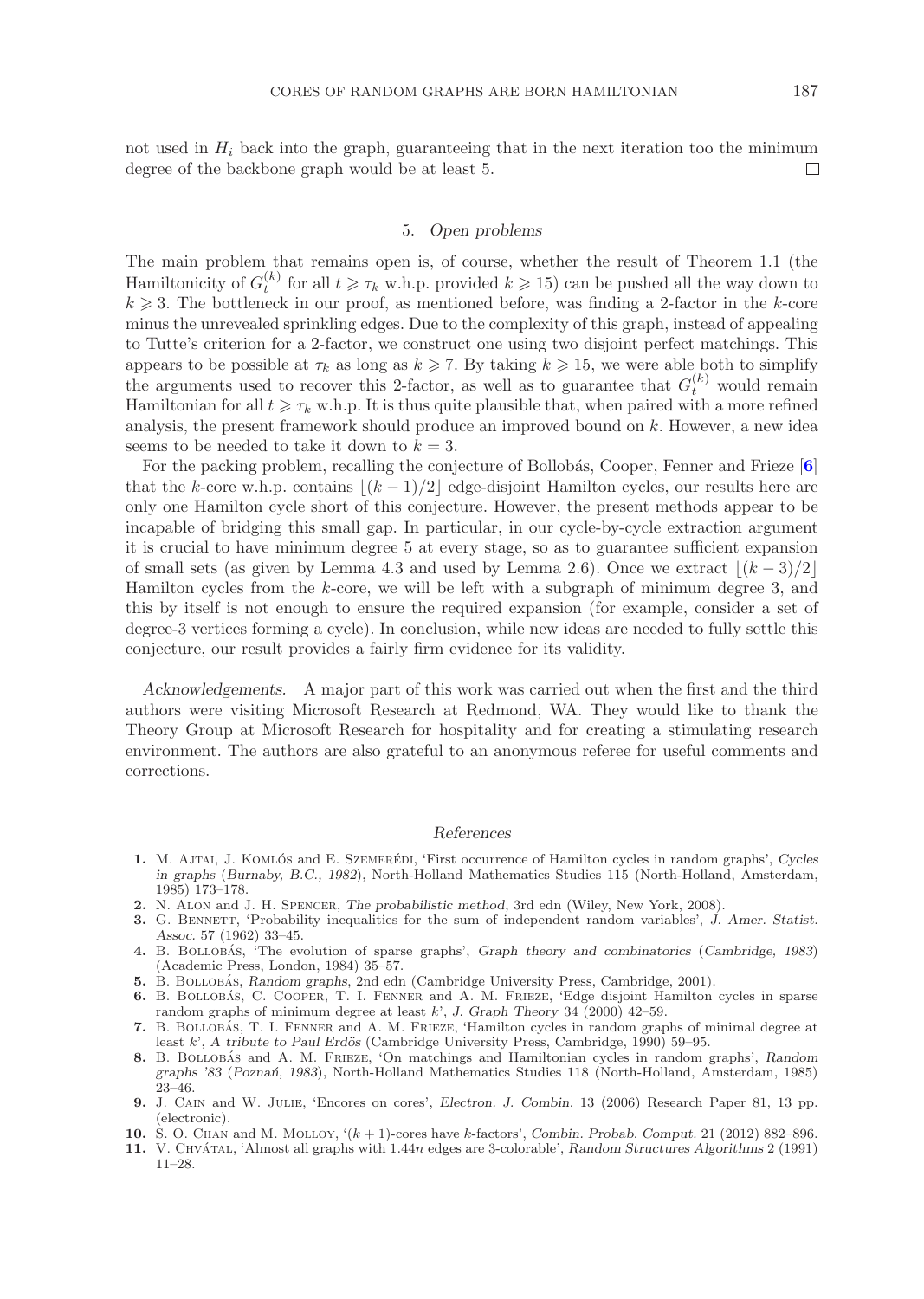not used in $H_i$ back into the graph, guaranteeing that in the next iteration too the minimum degree of the backbone graph would be at least 5. □

## 5. *Open problems*

The main problem that remains open is, of course, whether the result of Theorem 1.1 (the Hamiltonicity of $G_t^{(k)}$ for all $t \geqslant \tau_k$ w.h.p. provided $k \geqslant 15$) can be pushed all the way down to $k \geqslant 3$. The bottleneck in our proof, as mentioned before, was finding a 2-factor in the $k$-core minus the unrevealed sprinkling edges. Due to the complexity of this graph, instead of appealing to Tutte's criterion for a 2-factor, we construct one using two disjoint perfect matchings. This appears to be possible at $\tau_k$ as long as $k \geqslant 7$. By taking $k \geqslant 15$, we were able both to simplify the arguments used to recover this 2-factor, as well as to guarantee that $G_t^{(k)}$ would remain Hamiltonian for all $t \geqslant \tau_k$ w.h.p. It is thus quite plausible that, when paired with a more refined analysis, the present framework should produce an improved bound on $k$. However, a new idea seems to be needed to take it down to $k = 3$.

For the packing problem, recalling the conjecture of Bollobás, Cooper, Fenner and Frieze [6] that the $k$-core w.h.p. contains $\lfloor (k-1)/2 \rfloor$ edge-disjoint Hamilton cycles, our results here are only one Hamilton cycle short of this conjecture. However, the present methods appear to be incapable of bridging this small gap. In particular, in our cycle-by-cycle extraction argument it is crucial to have minimum degree 5 at every stage, so as to guarantee sufficient expansion of small sets (as given by Lemma 4.3 and used by Lemma 2.6). Once we extract $\lfloor (k-3)/2 \rfloor$ Hamilton cycles from the $k$-core, we will be left with a subgraph of minimum degree 3, and this by itself is not enough to ensure the required expansion (for example, consider a set of degree-3 vertices forming a cycle). In conclusion, while new ideas are needed to fully settle this conjecture, our result provides a fairly firm evidence for its validity.

*Acknowledgements*. A major part of this work was carried out when the first and the third authors were visiting Microsoft Research at Redmond, WA. They would like to thank the Theory Group at Microsoft Research for hospitality and for creating a stimulating research environment. The authors are also grateful to an anonymous referee for useful comments and corrections.

### *References*

1. M. Ajtai, J. Komlós and E. Szemerédi, 'First occurrence of Hamilton cycles in random graphs', *Cycles in graphs (Burnaby, B.C., 1982)*, North-Holland Mathematics Studies 115 (North-Holland, Amsterdam, 1985) 173–178.
2. N. Alon and J. H. Spencer, *The probabilistic method*, 3rd edn (Wiley, New York, 2008).
3. G. Bennett, 'Probability inequalities for the sum of independent random variables', *J. Amer. Statist. Assoc.* 57 (1962) 33–45.
4. B. Bollobás, 'The evolution of sparse graphs', *Graph theory and combinatorics (Cambridge, 1983)* (Academic Press, London, 1984) 35–57.
5. B. Bollobás, *Random graphs*, 2nd edn (Cambridge University Press, Cambridge, 2001).
6. B. Bollobás, C. Cooper, T. I. Fenner and A. M. Frieze, 'Edge disjoint Hamilton cycles in sparse random graphs of minimum degree at least $k$', *J. Graph Theory* 34 (2000) 42–59.
7. B. Bollobás, T. I. Fenner and A. M. Frieze, 'Hamilton cycles in random graphs of minimal degree at least $k$', *A tribute to Paul Erdös* (Cambridge University Press, Cambridge, 1990) 59–95.
8. B. Bollobás and A. M. Frieze, 'On matchings and Hamiltonian cycles in random graphs', *Random graphs '83 (Poznań, 1983)*, North-Holland Mathematics Studies 118 (North-Holland, Amsterdam, 1985) 23–46.
9. J. Cain and W. Julie, 'Encores on cores', *Electron. J. Combin.* 13 (2006) Research Paper 81, 13 pp. (electronic).
10. S. O. Chan and M. Molloy, '$(k+1)$-cores have $k$-factors', *Combin. Probab. Comput.* 21 (2012) 882–896.
11. V. Chvátal, 'Almost all graphs with $1.44n$ edges are 3-colorable', *Random Structures Algorithms* 2 (1991) 11–28.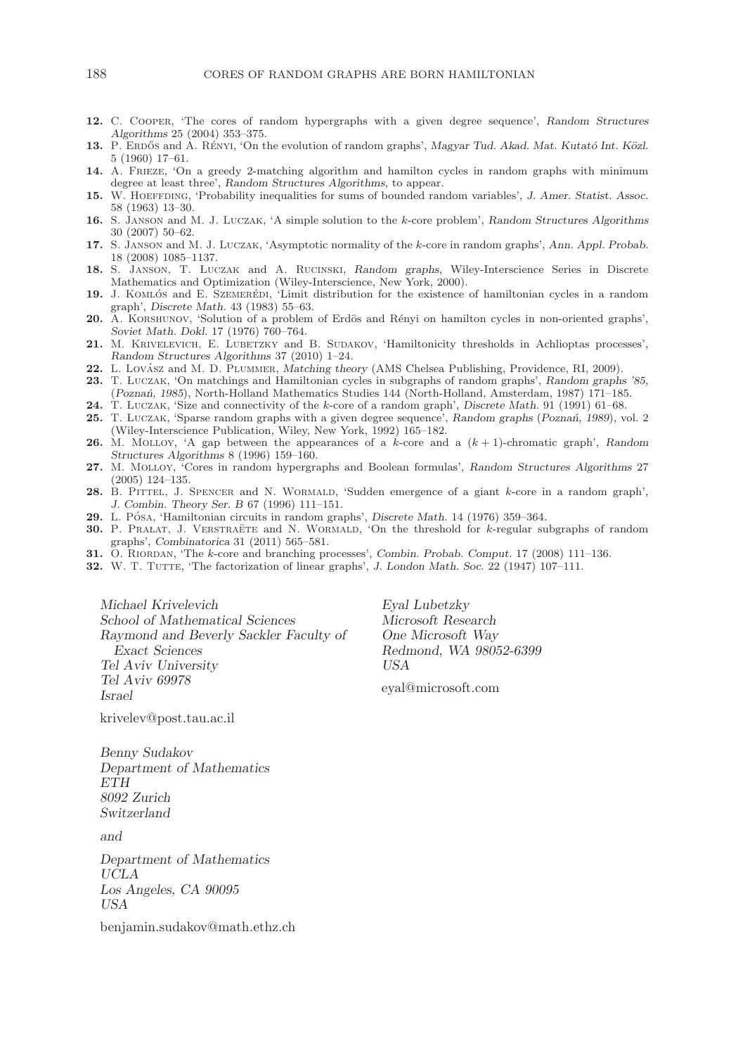**12.** C. Cooper, 'The cores of random hypergraphs with a given degree sequence', *Random Structures Algorithms* 25 (2004) 353–375.

**13.** P. Erdős and A. Rényi, 'On the evolution of random graphs', *Magyar Tud. Akad. Mat. Kutató Int. Közl.* 5 (1960) 17–61.

**14.** A. Frieze, 'On a greedy 2-matching algorithm and hamilton cycles in random graphs with minimum degree at least three', *Random Structures Algorithms*, to appear.

**15.** W. Hoeffding, 'Probability inequalities for sums of bounded random variables', *J. Amer. Statist. Assoc.* 58 (1963) 13–30.

**16.** S. Janson and M. J. Luczak, 'A simple solution to the $k$-core problem', *Random Structures Algorithms* 30 (2007) 50–62.

**17.** S. Janson and M. J. Luczak, 'Asymptotic normality of the $k$-core in random graphs', *Ann. Appl. Probab.* 18 (2008) 1085–1137.

**18.** S. Janson, T. Luczak and A. Rucinski, *Random graphs*, Wiley-Interscience Series in Discrete Mathematics and Optimization (Wiley-Interscience, New York, 2000).

**19.** J. Komlós and E. Szemerédi, 'Limit distribution for the existence of hamiltonian cycles in a random graph', *Discrete Math.* 43 (1983) 55–63.

**20.** A. Korshunov, 'Solution of a problem of Erdös and Rényi on hamilton cycles in non-oriented graphs', *Soviet Math. Dokl.* 17 (1976) 760–764.

**21.** M. Krivelevich, E. Lubetzky and B. Sudakov, 'Hamiltonicity thresholds in Achlioptas processes', *Random Structures Algorithms* 37 (2010) 1–24.

**22.** L. Lovász and M. D. Plummer, *Matching theory* (AMS Chelsea Publishing, Providence, RI, 2009).

**23.** T. Łuczak, 'On matchings and Hamiltonian cycles in subgraphs of random graphs', *Random graphs '85, (Poznań, 1985)*, North-Holland Mathematics Studies 144 (North-Holland, Amsterdam, 1987) 171–185.

**24.** T. Łuczak, 'Size and connectivity of the $k$-core of a random graph', *Discrete Math.* 91 (1991) 61–68.

**25.** T. Łuczak, 'Sparse random graphs with a given degree sequence', *Random graphs (Poznań, 1989)*, vol. 2 (Wiley-Interscience Publication, Wiley, New York, 1992) 165–182.

**26.** M. Molloy, 'A gap between the appearances of a $k$-core and a $(k+1)$-chromatic graph', *Random Structures Algorithms* 8 (1996) 159–160.

**27.** M. Molloy, 'Cores in random hypergraphs and Boolean formulas', *Random Structures Algorithms* 27 (2005) 124–135.

**28.** B. Pittel, J. Spencer and N. Wormald, 'Sudden emergence of a giant $k$-core in a random graph', *J. Combin. Theory Ser. B* 67 (1996) 111–151.

**29.** L. Pósa, 'Hamiltonian circuits in random graphs', *Discrete Math.* 14 (1976) 359–364.

**30.** P. Prałat, J. Verstraëte and N. Wormald, 'On the threshold for $k$-regular subgraphs of random graphs', *Combinatorica* 31 (2011) 565–581.

**31.** O. Riordan, 'The $k$-core and branching processes', *Combin. Probab. Comput.* 17 (2008) 111–136.

**32.** W. T. Tutte, 'The factorization of linear graphs', *J. London Math. Soc.* 22 (1947) 107–111.

*Michael Krivelevich*
*School of Mathematical Sciences*
*Raymond and Beverly Sackler Faculty of Exact Sciences*
*Tel Aviv University*
*Tel Aviv 69978*
*Israel*

krivelev@post.tau.ac.il

*Eyal Lubetzky*
*Microsoft Research*
*One Microsoft Way*
*Redmond, WA 98052-6399*
*USA*

eyal@microsoft.com

*Benny Sudakov*
*Department of Mathematics*
*ETH*
*8092 Zurich*
*Switzerland*

*and*

*Department of Mathematics*
*UCLA*
*Los Angeles, CA 90095*
*USA*

benjamin.sudakov@math.ethz.ch